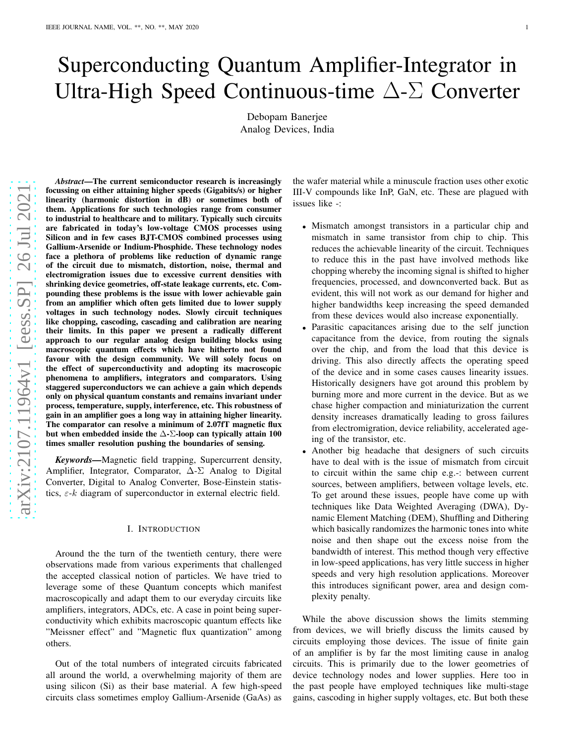# Superconducting Quantum Amplifier-Integrator in Ultra-High Speed Continuous-time $\Delta$-$\Sigma$ Converter

Debopam Banerjee
Analog Devices, India

***Abstract*—The current semiconductor research is increasingly focussing on either attaining higher speeds (Gigabits/s) or higher linearity (harmonic distortion in dB) or sometimes both of them. Applications for such technologies range from consumer to industrial to healthcare and to military. Typically such circuits are fabricated in today's low-voltage CMOS processes using Silicon and in few cases BJT-CMOS combined processes using Gallium-Arsenide or Indium-Phosphide. These technology nodes face a plethora of problems like reduction of dynamic range of the circuit due to mismatch, distortion, noise, thermal and electromigration issues due to excessive current densities with shrinking device geometries, off-state leakage currents, etc. Compounding these problems is the issue with lower achievable gain from an amplifier which often gets limited due to lower supply voltages in such technology nodes. Slowly circuit techniques like chopping, cascoding, cascading and calibration are nearing their limits. In this paper we present a radically different approach to our regular analog design building blocks using macroscopic quantum effects which have hitherto not found favour with the design community. We will solely focus on the effect of superconductivity and adopting its macroscopic phenomena to amplifiers, integrators and comparators. Using staggered superconductors we can achieve a gain which depends only on physical quantum constants and remains invariant under process, temperature, supply, interference, etc. This robustness of gain in an amplifier goes a long way in attaining higher linearity. The comparator can resolve a minimum of 2.07fT magnetic flux but when embedded inside the $\Delta$-$\Sigma$-loop can typically attain 100 times smaller resolution pushing the boundaries of sensing.**

***Keywords*—**Magnetic field trapping, Supercurrent density, Amplifier, Integrator, Comparator, $\Delta$-$\Sigma$ Analog to Digital Converter, Digital to Analog Converter, Bose-Einstein statistics, $\varepsilon$-$k$ diagram of superconductor in external electric field.

## I. Introduction

Around the the turn of the twentieth century, there were observations made from various experiments that challenged the accepted classical notion of particles. We have tried to leverage some of these Quantum concepts which manifest macroscopically and adapt them to our everyday circuits like amplifiers, integrators, ADCs, etc. A case in point being superconductivity which exhibits macroscopic quantum effects like "Meissner effect" and "Magnetic flux quantization" among others.

Out of the total numbers of integrated circuits fabricated all around the world, a overwhelming majority of them are using silicon (Si) as their base material. A few high-speed circuits class sometimes employ Gallium-Arsenide (GaAs) as the wafer material while a minuscule fraction uses other exotic III-V compounds like InP, GaN, etc. These are plagued with issues like -:

- Mismatch amongst transistors in a particular chip and mismatch in same transistor from chip to chip. This reduces the achievable linearity of the circuit. Techniques to reduce this in the past have involved methods like chopping whereby the incoming signal is shifted to higher frequencies, processed, and downconverted back. But as evident, this will not work as our demand for higher and higher bandwidths keep increasing the speed demanded from these devices would also increase exponentially.
- Parasitic capacitances arising due to the self junction capacitance from the device, from routing the signals over the chip, and from the load that this device is driving. This also directly affects the operating speed of the device and in some cases causes linearity issues. Historically designers have got around this problem by burning more and more current in the device. But as we chase higher compaction and miniaturization the current density increases dramatically leading to gross failures from electromigration, device reliability, accelerated ageing of the transistor, etc.
- Another big headache that designers of such circuits have to deal with is the issue of mismatch from circuit to circuit within the same chip e.g.-: between current sources, between amplifiers, between voltage levels, etc. To get around these issues, people have come up with techniques like Data Weighted Averaging (DWA), Dynamic Element Matching (DEM), Shuffling and Dithering which basically randomizes the harmonic tones into white noise and then shape out the excess noise from the bandwidth of interest. This method though very effective in low-speed applications, has very little success in higher speeds and very high resolution applications. Moreover this introduces significant power, area and design complexity penalty.

While the above discussion shows the limits stemming from devices, we will briefly discuss the limits caused by circuits employing those devices. The issue of finite gain of an amplifier is by far the most limiting cause in analog circuits. This is primarily due to the lower geometries of device technology nodes and lower supplies. Here too in the past people have employed techniques like multi-stage gains, cascoding in higher supply voltages, etc. But both these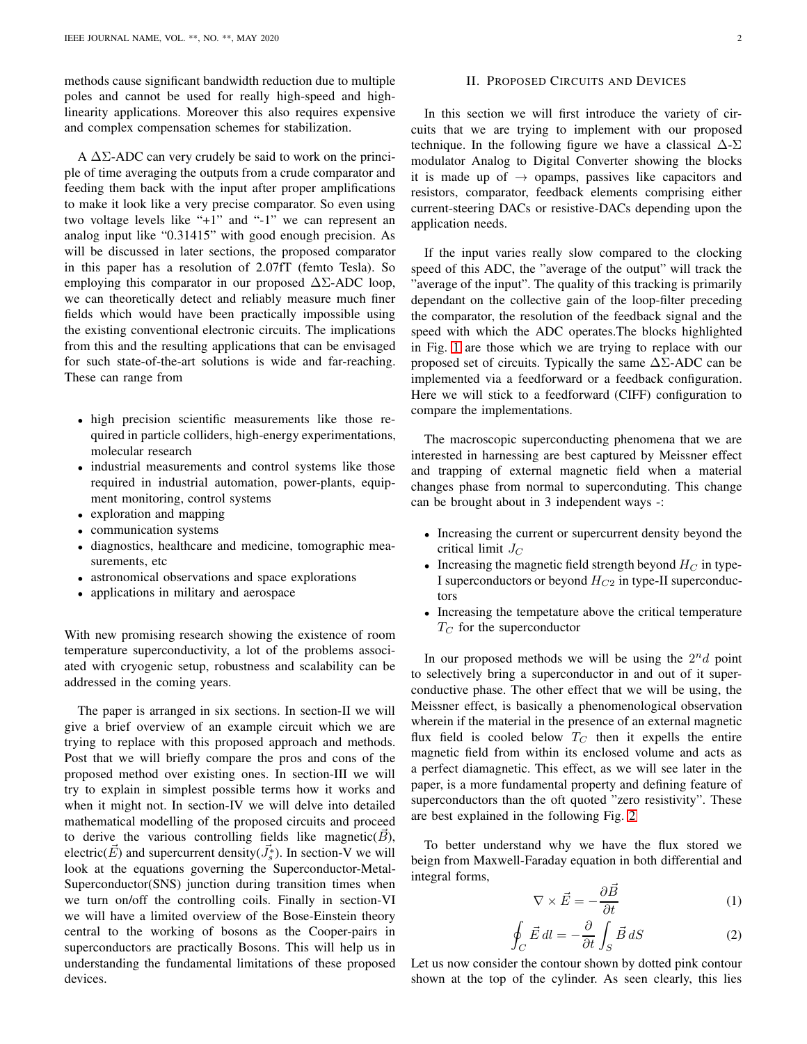methods cause significant bandwidth reduction due to multiple poles and cannot be used for really high-speed and high-linearity applications. Moreover this also requires expensive and complex compensation schemes for stabilization.

A $\Delta\Sigma$-ADC can very crudely be said to work on the principle of time averaging the outputs from a crude comparator and feeding them back with the input after proper amplifications to make it look like a very precise comparator. So even using two voltage levels like "+1" and "-1" we can represent an analog input like "0.31415" with good enough precision. As will be discussed in later sections, the proposed comparator in this paper has a resolution of 2.07fT (femto Tesla). So employing this comparator in our proposed $\Delta\Sigma$-ADC loop, we can theoretically detect and reliably measure much finer fields which would have been practically impossible using the existing conventional electronic circuits. The implications from this and the resulting applications that can be envisaged for such state-of-the-art solutions is wide and far-reaching. These can range from

- high precision scientific measurements like those required in particle colliders, high-energy experimentations, molecular research
- industrial measurements and control systems like those required in industrial automation, power-plants, equipment monitoring, control systems
- exploration and mapping
- communication systems
- diagnostics, healthcare and medicine, tomographic measurements, etc
- astronomical observations and space explorations
- applications in military and aerospace

With new promising research showing the existence of room temperature superconductivity, a lot of the problems associated with cryogenic setup, robustness and scalability can be addressed in the coming years.

The paper is arranged in six sections. In section-II we will give a brief overview of an example circuit which we are trying to replace with this proposed approach and methods. Post that we will briefly compare the pros and cons of the proposed method over existing ones. In section-III we will try to explain in simplest possible terms how it works and when it might not. In section-IV we will delve into detailed mathematical modelling of the proposed circuits and proceed to derive the various controlling fields like magnetic($\vec{B}$), electric($\vec{E}$) and supercurrent density($\vec{J}_s^*$). In section-V we will look at the equations governing the Superconductor-Metal-Superconductor(SNS) junction during transition times when we turn on/off the controlling coils. Finally in section-VI we will have a limited overview of the Bose-Einstein theory central to the working of bosons as the Cooper-pairs in superconductors are practically Bosons. This will help us in understanding the fundamental limitations of these proposed devices.

## II. Proposed Circuits and Devices

In this section we will first introduce the variety of circuits that we are trying to implement with our proposed technique. In the following figure we have a classical $\Delta$-$\Sigma$ modulator Analog to Digital Converter showing the blocks it is made up of $\rightarrow$ opamps, passives like capacitors and resistors, comparator, feedback elements comprising either current-steering DACs or resistive-DACs depending upon the application needs.

If the input varies really slow compared to the clocking speed of this ADC, the "average of the output" will track the "average of the input". The quality of this tracking is primarily dependant on the collective gain of the loop-filter preceding the comparator, the resolution of the feedback signal and the speed with which the ADC operates.The blocks highlighted in Fig. 1 are those which we are trying to replace with our proposed set of circuits. Typically the same $\Delta\Sigma$-ADC can be implemented via a feedforward or a feedback configuration. Here we will stick to a feedforward (CIFF) configuration to compare the implementations.

The macroscopic superconducting phenomena that we are interested in harnessing are best captured by Meissner effect and trapping of external magnetic field when a material changes phase from normal to superconducting. This change can be brought about in 3 independent ways -:

- Increasing the current or supercurrent density beyond the critical limit $J_C$
- Increasing the magnetic field strength beyond $H_C$ in type-I superconductors or beyond $H_{C2}$ in type-II superconductors
- Increasing the tempetature above the critical temperature $T_C$ for the superconductor

In our proposed methods we will be using the $2^nd$ point to selectively bring a superconductor in and out of it superconductive phase. The other effect that we will be using, the Meissner effect, is basically a phenomenological observation wherein if the material in the presence of an external magnetic flux field is cooled below $T_C$ then it expells the entire magnetic field from within its enclosed volume and acts as a perfect diamagnetic. This effect, as we will see later in the paper, is a more fundamental property and defining feature of superconductors than the oft quoted "zero resistivity". These are best explained in the following Fig. 2

To better understand why we have the flux stored we beign from Maxwell-Faraday equation in both differential and integral forms,

$$\nabla \times \vec{E} = -\frac{\partial \vec{B}}{\partial t} \tag{1}$$

$$\oint_C \vec{E}\, dl = -\frac{\partial}{\partial t}\int_S \vec{B}\, dS \tag{2}$$

Let us now consider the contour shown by dotted pink contour shown at the top of the cylinder. As seen clearly, this lies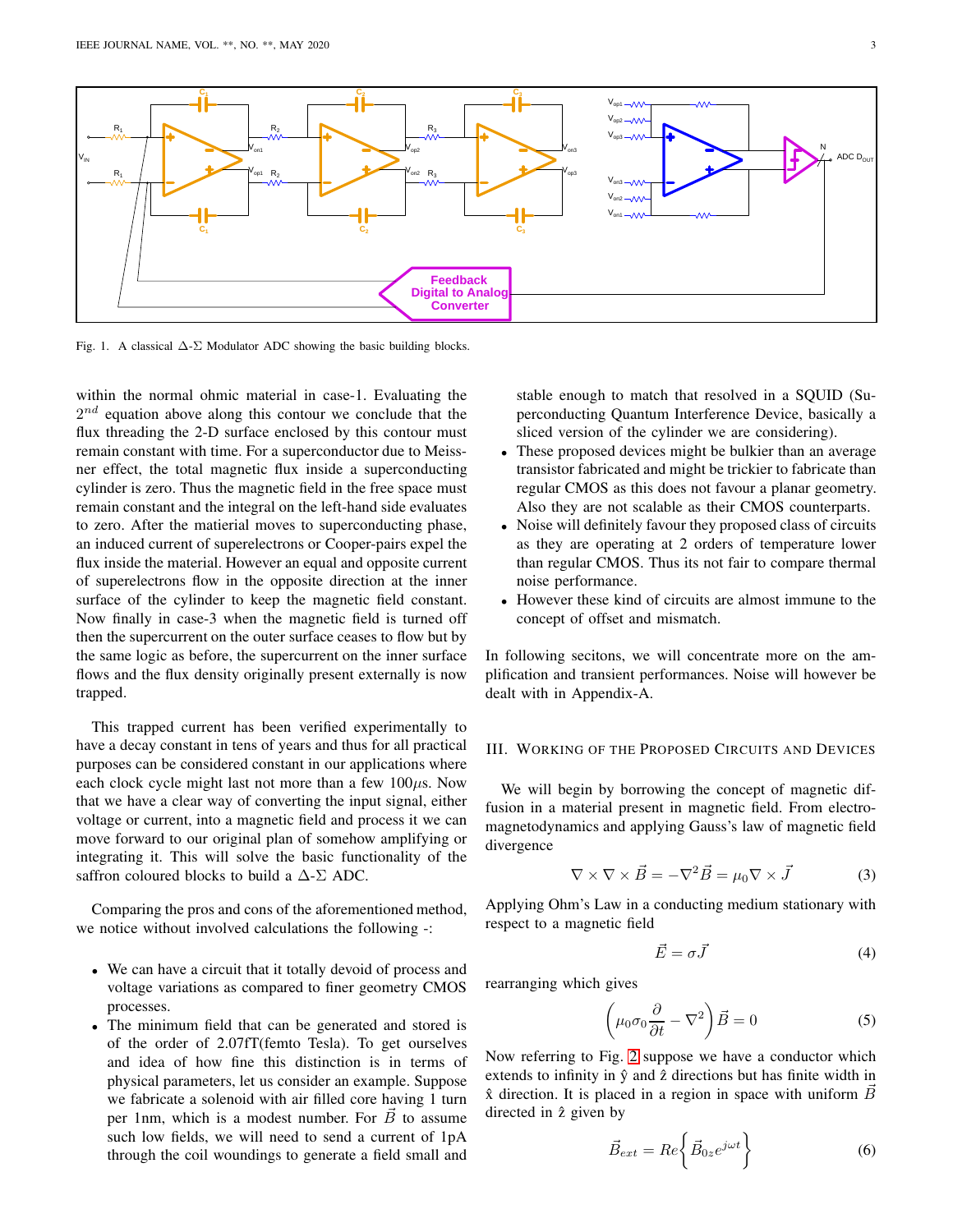Fig. 1. A classical $\Delta$-$\Sigma$ Modulator ADC showing the basic building blocks.

within the normal ohmic material in case-1. Evaluating the $2^{nd}$ equation above along this contour we conclude that the flux threading the 2-D surface enclosed by this contour must remain constant with time. For a superconductor due to Meissner effect, the total magnetic flux inside a superconducting cylinder is zero. Thus the magnetic field in the free space must remain constant and the integral on the left-hand side evaluates to zero. After the matierial moves to superconducting phase, an induced current of superelectrons or Cooper-pairs expel the flux inside the material. However an equal and opposite current of superelectrons flow in the opposite direction at the inner surface of the cylinder to keep the magnetic field constant. Now finally in case-3 when the magnetic field is turned off then the supercurrent on the outer surface ceases to flow but by the same logic as before, the supercurrent on the inner surface flows and the flux density originally present externally is now trapped.

This trapped current has been verified experimentally to have a decay constant in tens of years and thus for all practical purposes can be considered constant in our applications where each clock cycle might last not more than a few $100\mu$s. Now that we have a clear way of converting the input signal, either voltage or current, into a magnetic field and process it we can move forward to our original plan of somehow amplifying or integrating it. This will solve the basic functionality of the saffron coloured blocks to build a $\Delta$-$\Sigma$ ADC.

Comparing the pros and cons of the aforementioned method, we notice without involved calculations the following -:

- We can have a circuit that it totally devoid of process and voltage variations as compared to finer geometry CMOS processes.
- The minimum field that can be generated and stored is of the order of 2.07fT(femto Tesla). To get ourselves and idea of how fine this distinction is in terms of physical parameters, let us consider an example. Suppose we fabricate a solenoid with air filled core having 1 turn per 1nm, which is a modest number. For $\vec{B}$ to assume such low fields, we will need to send a current of 1pA through the coil woundings to generate a field small and stable enough to match that resolved in a SQUID (Superconducting Quantum Interference Device, basically a sliced version of the cylinder we are considering).
- These proposed devices might be bulkier than an average transistor fabricated and might be trickier to fabricate than regular CMOS as this does not favour a planar geometry. Also they are not scalable as their CMOS counterparts.
- Noise will definitely favour they proposed class of circuits as they are operating at 2 orders of temperature lower than regular CMOS. Thus its not fair to compare thermal noise performance.
- However these kind of circuits are almost immune to the concept of offset and mismatch.

In following secitons, we will concentrate more on the amplification and transient performances. Noise will however be dealt with in Appendix-A.

## III. Working of the Proposed Circuits and Devices

We will begin by borrowing the concept of magnetic diffusion in a material present in magnetic field. From electromagnetodynamics and applying Gauss's law of magnetic field divergence

$$\nabla \times \nabla \times \vec{B} = -\nabla^2 \vec{B} = \mu_0 \nabla \times \vec{J} \tag{3}$$

Applying Ohm's Law in a conducting medium stationary with respect to a magnetic field

$$\vec{E} = \sigma \vec{J} \tag{4}$$

rearranging which gives

$$\left( \mu_0 \sigma_0 \frac{\partial}{\partial t} - \nabla^2 \right) \vec{B} = 0 \tag{5}$$

Now referring to Fig. 2 suppose we have a conductor which extends to infinity in $\hat{y}$ and $\hat{z}$ directions but has finite width in $\hat{x}$ direction. It is placed in a region in space with uniform $\vec{B}$ directed in $\hat{z}$ given by

$$\vec{B}_{ext} = Re\left\{ \vec{B}_{0z} e^{j\omega t} \right\} \tag{6}$$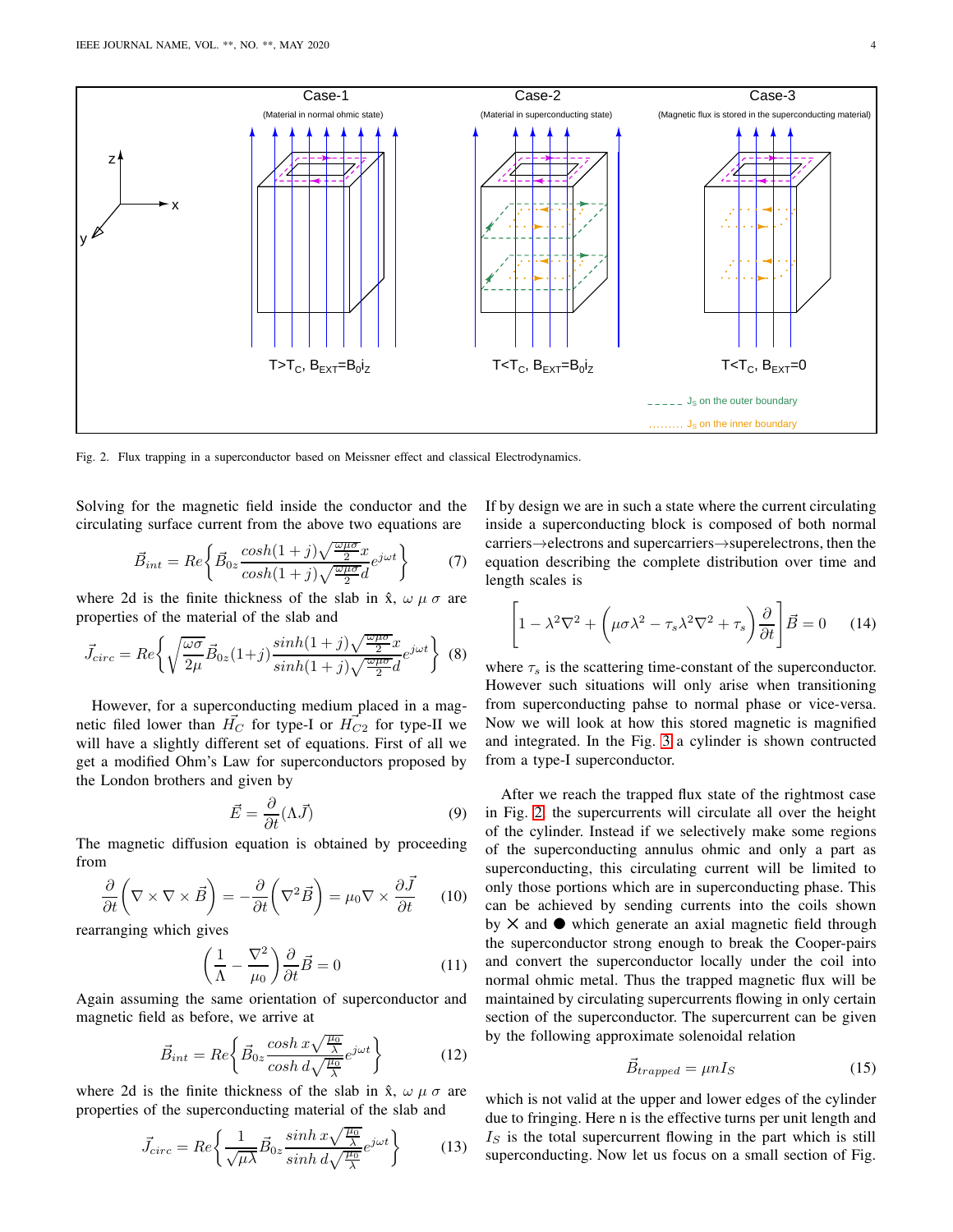Fig. 2. Flux trapping in a superconductor based on Meissner effect and classical Electrodynamics.

Solving for the magnetic field inside the conductor and the circulating surface current from the above two equations are

$$\vec{B}_{int} = Re\left\{\vec{B}_{0z}\frac{cosh(1+j)\sqrt{\frac{\omega\mu\sigma}{2}}x}{cosh(1+j)\sqrt{\frac{\omega\mu\sigma}{2}}d}e^{j\omega t}\right\} \tag{7}$$

where 2d is the finite thickness of the slab in $\hat{x}$, $\omega$ $\mu$ $\sigma$ are properties of the material of the slab and

$$\vec{J}_{circ} = Re\left\{\sqrt{\frac{\omega\sigma}{2\mu}}\vec{B}_{0z}(1+j)\frac{sinh(1+j)\sqrt{\frac{\omega\mu\sigma}{2}}x}{sinh(1+j)\sqrt{\frac{\omega\mu\sigma}{2}}d}e^{j\omega t}\right\} \tag{8}$$

However, for a superconducting medium placed in a magnetic filed lower than $\vec{H_C}$ for type-I or $\vec{H_{C2}}$ for type-II we will have a slightly different set of equations. First of all we get a modified Ohm's Law for superconductors proposed by the London brothers and given by

$$\vec{E} = \frac{\partial}{\partial t}(\Lambda\vec{J}) \tag{9}$$

The magnetic diffusion equation is obtained by proceeding from

$$\frac{\partial}{\partial t}\left(\nabla\times\nabla\times\vec{B}\right) = -\frac{\partial}{\partial t}\left(\nabla^2\vec{B}\right) = \mu_0\nabla\times\frac{\partial\vec{J}}{\partial t} \tag{10}$$

rearranging which gives

$$\left(\frac{1}{\Lambda} - \frac{\nabla^2}{\mu_0}\right)\frac{\partial}{\partial t}\vec{B} = 0 \tag{11}$$

Again assuming the same orientation of superconductor and magnetic field as before, we arrive at

$$\vec{B}_{int} = Re\left\{\vec{B}_{0z}\frac{cosh\, x\sqrt{\frac{\mu_0}{\lambda}}}{cosh\, d\sqrt{\frac{\mu_0}{\lambda}}}e^{j\omega t}\right\} \tag{12}$$

where 2d is the finite thickness of the slab in $\hat{x}$, $\omega$ $\mu$ $\sigma$ are properties of the superconducting material of the slab and

$$\vec{J}_{circ} = Re\left\{\frac{1}{\sqrt{\mu\lambda}}\vec{B}_{0z}\frac{sinh\, x\sqrt{\frac{\mu_0}{\lambda}}}{sinh\, d\sqrt{\frac{\mu_0}{\lambda}}}e^{j\omega t}\right\} \tag{13}$$

If by design we are in such a state where the current circulating inside a superconducting block is composed of both normal carriers→electrons and supercarriers→superelectrons, then the equation describing the complete distribution over time and length scales is

$$\left[1 - \lambda^2\nabla^2 + \left(\mu\sigma\lambda^2 - \tau_s\lambda^2\nabla^2 + \tau_s\right)\frac{\partial}{\partial t}\right]\vec{B} = 0 \tag{14}$$

where $\tau_s$ is the scattering time-constant of the superconductor. However such situations will only arise when transitioning from superconducting pahse to normal phase or vice-versa. Now we will look at how this stored magnetic is magnified and integrated. In the Fig. 3 a cylinder is shown contructed from a type-I superconductor.

After we reach the trapped flux state of the rightmost case in Fig. 2, the supercurrents will circulate all over the height of the cylinder. Instead if we selectively make some regions of the superconducting annulus ohmic and only a part as superconducting, this circulating current will be limited to only those portions which are in superconducting phase. This can be achieved by sending currents into the coils shown by ✕ and ● which generate an axial magnetic field through the superconductor strong enough to break the Cooper-pairs and convert the superconductor locally under the coil into normal ohmic metal. Thus the trapped magnetic flux will be maintained by circulating supercurrents flowing in only certain section of the superconductor. The supercurrent can be given by the following approximate solenoidal relation

$$\vec{B}_{trapped} = \mu n I_S \tag{15}$$

which is not valid at the upper and lower edges of the cylinder due to fringing. Here n is the effective turns per unit length and $I_S$ is the total supercurrent flowing in the part which is still superconducting. Now let us focus on a small section of Fig.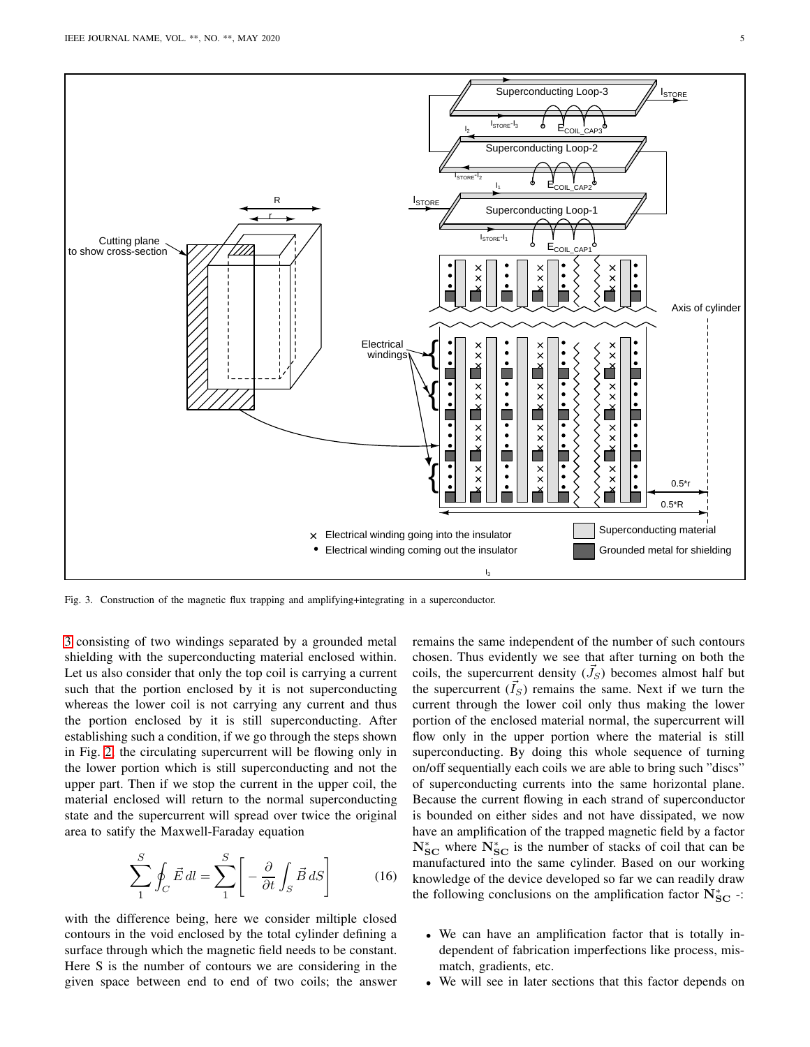Fig. 3. Construction of the magnetic flux trapping and amplifying+integrating in a superconductor.

3 consisting of two windings separated by a grounded metal shielding with the superconducting material enclosed within. Let us also consider that only the top coil is carrying a current such that the portion enclosed by it is not superconducting whereas the lower coil is not carrying any current and thus the portion enclosed by it is still superconducting. After establishing such a condition, if we go through the steps shown in Fig. 2, the circulating supercurrent will be flowing only in the lower portion which is still superconducting and not the upper part. Then if we stop the current in the upper coil, the material enclosed will return to the normal superconducting state and the supercurrent will spread over twice the original area to satify the Maxwell-Faraday equation

$$\sum_{1}^{S} \oint_{C} \vec{E}\, dl = \sum_{1}^{S} \left[ -\frac{\partial}{\partial t} \int_{S} \vec{B}\, dS \right] \tag{16}$$

with the difference being, here we consider miltiple closed contours in the void enclosed by the total cylinder defining a surface through which the magnetic field needs to be constant. Here S is the number of contours we are considering in the given space between end to end of two coils; the answer remains the same independent of the number of such contours chosen. Thus evidently we see that after turning on both the coils, the supercurrent density ($\vec{J_S}$) becomes almost half but the supercurrent ($\vec{I_S}$) remains the same. Next if we turn the current through the lower coil only thus making the lower portion of the enclosed material normal, the supercurrent will flow only in the upper portion where the material is still superconducting. By doing this whole sequence of turning on/off sequentially each coils we are able to bring such "discs" of superconducting currents into the same horizontal plane. Because the current flowing in each strand of superconductor is bounded on either sides and not have dissipated, we now have an amplification of the trapped magnetic field by a factor $\mathbf{N^*_{SC}}$ where $\mathbf{N^*_{SC}}$ is the number of stacks of coil that can be manufactured into the same cylinder. Based on our working knowledge of the device developed so far we can readily draw the following conclusions on the amplification factor $\mathbf{N^*_{SC}}$ -:

- We can have an amplification factor that is totally independent of fabrication imperfections like process, mismatch, gradients, etc.
- We will see in later sections that this factor depends on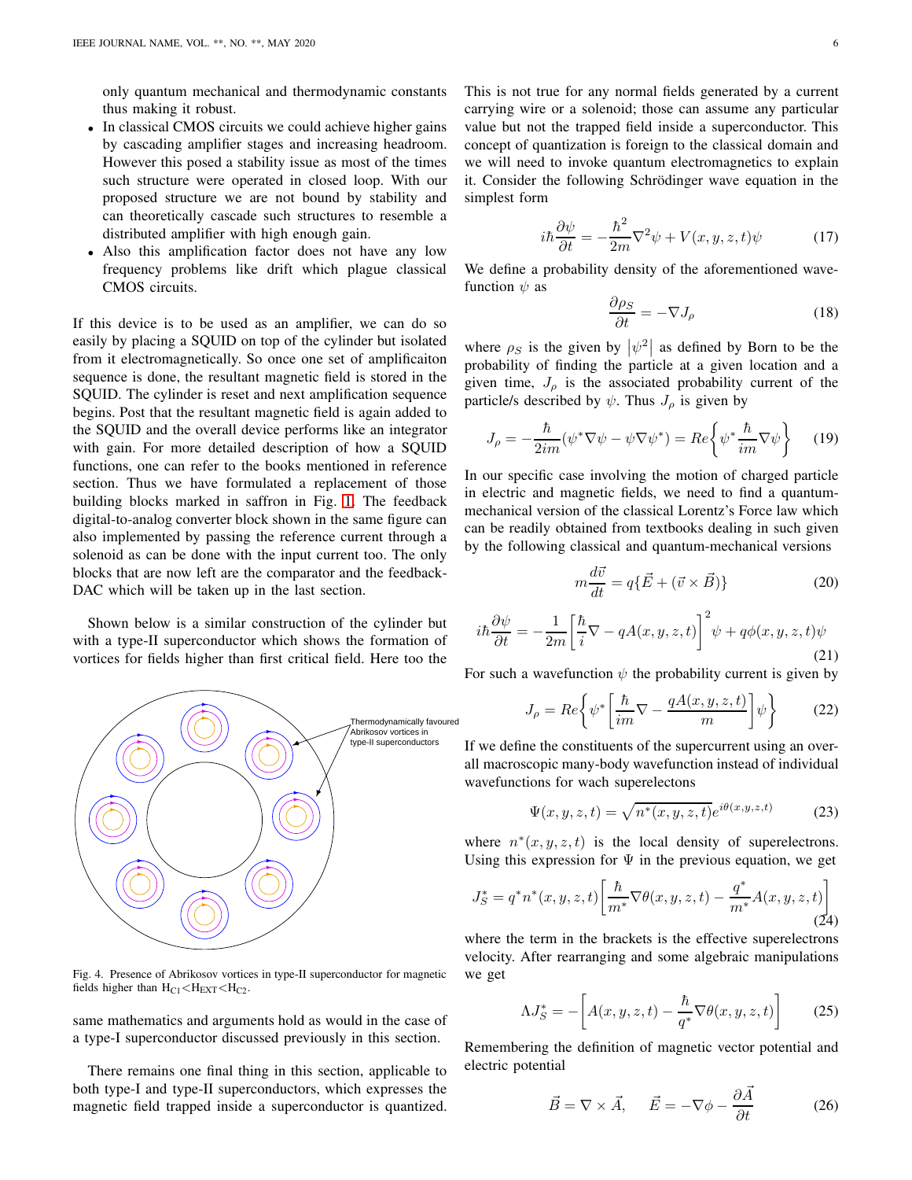only quantum mechanical and thermodynamic constants thus making it robust.

- In classical CMOS circuits we could achieve higher gains by cascading amplifier stages and increasing headroom. However this posed a stability issue as most of the times such structure were operated in closed loop. With our proposed structure we are not bound by stability and can theoretically cascade such structures to resemble a distributed amplifier with high enough gain.
- Also this amplification factor does not have any low frequency problems like drift which plague classical CMOS circuits.

If this device is to be used as an amplifier, we can do so easily by placing a SQUID on top of the cylinder but isolated from it electromagnetically. So once one set of amplificaiton sequence is done, the resultant magnetic field is stored in the SQUID. The cylinder is reset and next amplification sequence begins. Post that the resultant magnetic field is again added to the SQUID and the overall device performs like an integrator with gain. For more detailed description of how a SQUID functions, one can refer to the books mentioned in reference section. Thus we have formulated a replacement of those building blocks marked in saffron in Fig. 1. The feedback digital-to-analog converter block shown in the same figure can also implemented by passing the reference current through a solenoid as can be done with the input current too. The only blocks that are now left are the comparator and the feedback-DAC which will be taken up in the last section.

Shown below is a similar construction of the cylinder but with a type-II superconductor which shows the formation of vortices for fields higher than first critical field. Here too the same mathematics and arguments hold as would in the case of a type-I superconductor discussed previously in this section.

Thermodynamically favoured Abrikosov vortices in type-II superconductors

Fig. 4. Presence of Abrikosov vortices in type-II superconductor for magnetic fields higher than $H_{C1}<H_{EXT}<H_{C2}$.

There remains one final thing in this section, applicable to both type-I and type-II superconductors, which expresses the magnetic field trapped inside a superconductor is quantized. This is not true for any normal fields generated by a current carrying wire or a solenoid; those can assume any particular value but not the trapped field inside a superconductor. This concept of quantization is foreign to the classical domain and we will need to invoke quantum electromagnetics to explain it. Consider the following Schrödinger wave equation in the simplest form

$$i\hbar\frac{\partial\psi}{\partial t} = -\frac{\hbar^2}{2m}\nabla^2\psi + V(x,y,z,t)\psi \tag{17}$$

We define a probability density of the aforementioned wavefunction $\psi$ as

$$\frac{\partial\rho_S}{\partial t} = -\nabla J_\rho \tag{18}$$

where $\rho_S$ is the given by $|\psi^2|$ as defined by Born to be the probability of finding the particle at a given location and a given time, $J_\rho$ is the associated probability current of the particle/s described by $\psi$. Thus $J_\rho$ is given by

$$J_\rho = -\frac{\hbar}{2im}(\psi^*\nabla\psi - \psi\nabla\psi^*) = Re\left\{\psi^*\frac{\hbar}{im}\nabla\psi\right\} \tag{19}$$

In our specific case involving the motion of charged particle in electric and magnetic fields, we need to find a quantum-mechanical version of the classical Lorentz's Force law which can be readily obtained from textbooks dealing in such given by the following classical and quantum-mechanical versions

$$m\frac{d\vec{v}}{dt} = q\{\vec{E} + (\vec{v}\times\vec{B})\} \tag{20}$$

$$i\hbar\frac{\partial\psi}{\partial t} = -\frac{1}{2m}\left[\frac{\hbar}{i}\nabla - qA(x,y,z,t)\right]^2\psi + q\phi(x,y,z,t)\psi \tag{21}$$

For such a wavefunction $\psi$ the probability current is given by

$$J_\rho = Re\left\{\psi^*\left[\frac{\hbar}{im}\nabla - \frac{qA(x,y,z,t)}{m}\right]\psi\right\} \tag{22}$$

If we define the constituents of the supercurrent using an overall macroscopic many-body wavefunction instead of individual wavefunctions for wach superelectons

$$\Psi(x,y,z,t) = \sqrt{n^*(x,y,z,t)}e^{i\theta(x,y,z,t)} \tag{23}$$

where $n^*(x,y,z,t)$ is the local density of superelectrons. Using this expression for $\Psi$ in the previous equation, we get

$$J_S^* = q^*n^*(x,y,z,t)\left[\frac{\hbar}{m^*}\nabla\theta(x,y,z,t) - \frac{q^*}{m^*}A(x,y,z,t)\right] \tag{24}$$

where the term in the brackets is the effective superelectrons velocity. After rearranging and some algebraic manipulations we get

$$\Lambda J_S^* = -\left[A(x,y,z,t) - \frac{\hbar}{q^*}\nabla\theta(x,y,z,t)\right] \tag{25}$$

Remembering the definition of magnetic vector potential and electric potential

$$\vec{B} = \nabla\times\vec{A}, \quad \vec{E} = -\nabla\phi - \frac{\partial\vec{A}}{\partial t} \tag{26}$$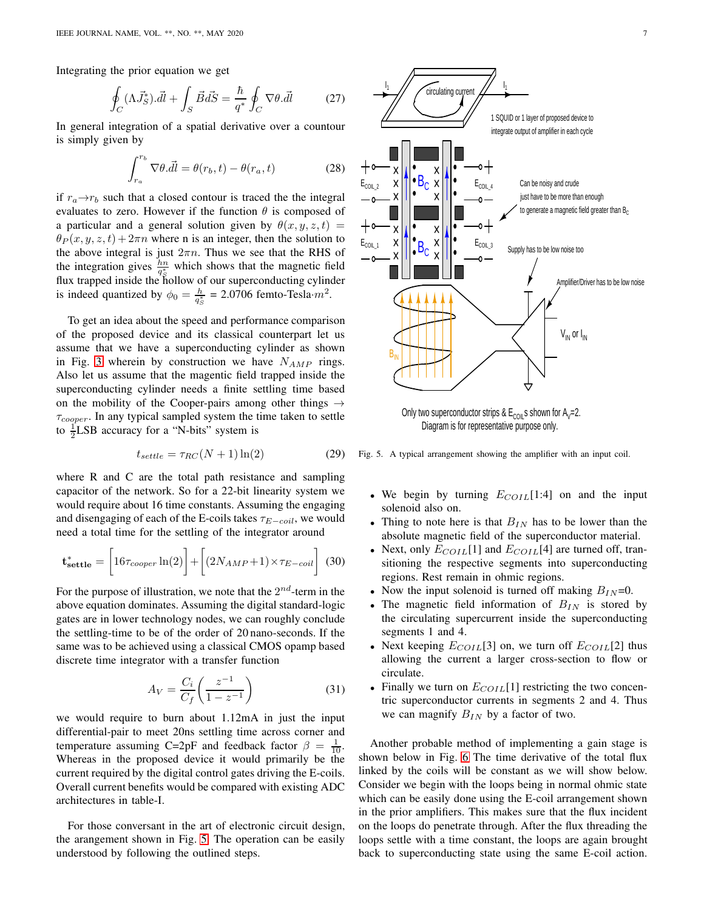Integrating the prior equation we get

$$\oint_C (\Lambda \vec{J}_S^*).\vec{dl} + \int_S \vec{B}\vec{dS} = \frac{\hbar}{q^*}\oint_C \nabla\theta.\vec{dl} \tag{27}$$

In general integration of a spatial derivative over a countour is simply given by

$$\int_{r_a}^{r_b} \nabla\theta.\vec{dl} = \theta(r_b,t) - \theta(r_a,t) \tag{28}$$

if $r_a \rightarrow r_b$ such that a closed contour is traced the the integral evaluates to zero. However if the function $\theta$ is composed of a particular and a general solution given by $\theta(x,y,z,t) = \theta_P(x,y,z,t) + 2\pi n$ where n is an integer, then the solution to the above integral is just $2\pi n$. Thus we see that the RHS of the integration gives $\frac{hn}{q_S^*}$ which shows that the magnetic field flux trapped inside the hollow of our superconducting cylinder is indeed quantized by $\phi_0 = \frac{h}{q_S^*}$ = 2.0706 femto-Tesla$\cdot m^2$.

To get an idea about the speed and performance comparison of the proposed device and its classical counterpart let us assume that we have a superconducting cylinder as shown in Fig. 3 wherein by construction we have $N_{AMP}$ rings. Also let us assume that the magnetic field trapped inside the superconducting cylinder needs a finite settling time based on the mobility of the Cooper-pairs among other things $\rightarrow \tau_{cooper}$. In any typical sampled system the time taken to settle to $\frac{1}{2}$LSB accuracy for a "N-bits" system is

$$t_{settle} = \tau_{RC}(N+1)\ln(2) \tag{29}$$

where R and C are the total path resistance and sampling capacitor of the network. So for a 22-bit linearity system we would require about 16 time constants. Assuming the engaging and disengaging of each of the E-coils takes $\tau_{E-coil}$, we would need a total time for the settling of the integrator around

$$\mathbf{t^*_{settle}} = \left[16\tau_{cooper}\ln(2)\right] + \left[(2N_{AMP}+1)\times\tau_{E-coil}\right] \tag{30}$$

For the purpose of illustration, we note that the $2^{nd}$-term in the above equation dominates. Assuming the digital standard-logic gates are in lower technology nodes, we can roughly conclude the settling-time to be of the order of 20 nano-seconds. If the same was to be achieved using a classical CMOS opamp based discrete time integrator with a transfer function

$$A_V = \frac{C_i}{C_f}\left(\frac{z^{-1}}{1-z^{-1}}\right) \tag{31}$$

we would require to burn about 1.12mA in just the input differential-pair to meet 20ns settling time across corner and temperature assuming C=2pF and feedback factor $\beta = \frac{1}{10}$. Whereas in the proposed device it would primarily be the current required by the digital control gates driving the E-coils. Overall current benefits would be compared with existing ADC architectures in table-I.

For those conversant in the art of electronic circuit design, the arangement shown in Fig. 5. The operation can be easily understood by following the outlined steps.

Only two superconductor strips & $E_{COIL}$s shown for $A_V$=2. Diagram is for representative purpose only.

Fig. 5. A typical arrangement showing the amplifier with an input coil.

- We begin by turning $E_{COIL}$[1:4] on and the input solenoid also on.
- Thing to note here is that $B_{IN}$ has to be lower than the absolute magnetic field of the superconductor material.
- Next, only $E_{COIL}$[1] and $E_{COIL}$[4] are turned off, transitioning the respective segments into superconducting regions. Rest remain in ohmic regions.
- Now the input solenoid is turned off making $B_{IN}$=0.
- The magnetic field information of $B_{IN}$ is stored by the circulating supercurrent inside the superconducting segments 1 and 4.
- Next keeping $E_{COIL}$[3] on, we turn off $E_{COIL}$[2] thus allowing the current a larger cross-section to flow or circulate.
- Finally we turn on $E_{COIL}$[1] restricting the two concentric superconductor currents in segments 2 and 4. Thus we can magnify $B_{IN}$ by a factor of two.

Another probable method of implementing a gain stage is shown below in Fig. 6 The time derivative of the total flux linked by the coils will be constant as we will show below. Consider we begin with the loops being in normal ohmic state which can be easily done using the E-coil arrangement shown in the prior amplifiers. This makes sure that the flux incident on the loops do penetrate through. After the flux threading the loops settle with a time constant, the loops are again brought back to superconducting state using the same E-coil action.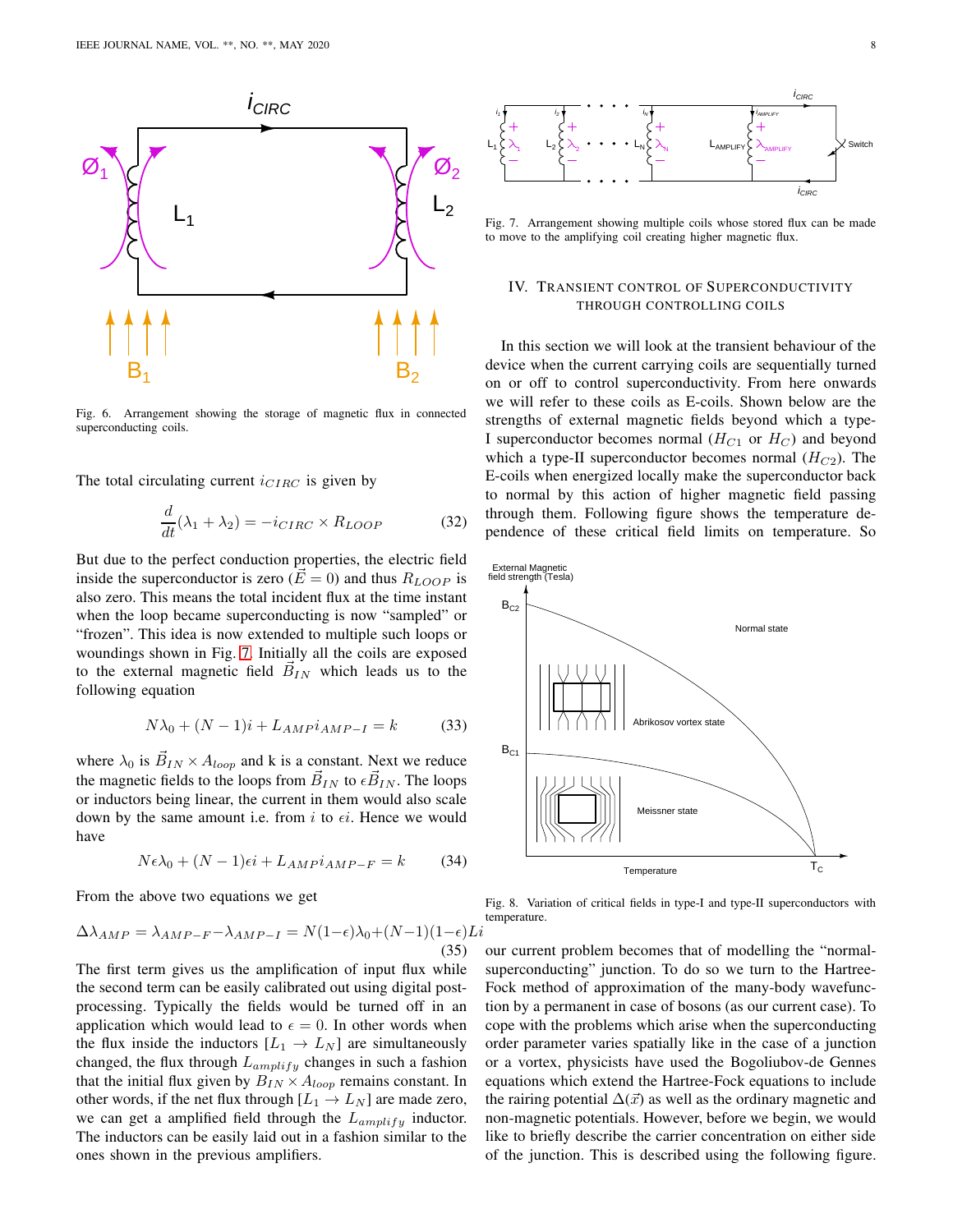Fig. 6. Arrangement showing the storage of magnetic flux in connected superconducting coils.

The total circulating current $i_{CIRC}$ is given by

$$\frac{d}{dt}(\lambda_1 + \lambda_2) = -i_{CIRC} \times R_{LOOP} \tag{32}$$

But due to the perfect conduction properties, the electric field inside the superconductor is zero ($\vec{E} = 0$) and thus $R_{LOOP}$ is also zero. This means the total incident flux at the time instant when the loop became superconducting is now "sampled" or "frozen". This idea is now extended to multiple such loops or woundings shown in Fig. 7. Initially all the coils are exposed to the external magnetic field $\vec{B}_{IN}$ which leads us to the following equation

$$N\lambda_0 + (N-1)i + L_{AMP}i_{AMP-I} = k \tag{33}$$

where $\lambda_0$ is $\vec{B}_{IN} \times A_{loop}$ and k is a constant. Next we reduce the magnetic fields to the loops from $\vec{B}_{IN}$ to $\epsilon\vec{B}_{IN}$. The loops or inductors being linear, the current in them would also scale down by the same amount i.e. from $i$ to $\epsilon i$. Hence we would have

$$N\epsilon\lambda_0 + (N-1)\epsilon i + L_{AMP}i_{AMP-F} = k \tag{34}$$

From the above two equations we get

$$\Delta\lambda_{AMP} = \lambda_{AMP-F} - \lambda_{AMP-I} = N(1-\epsilon)\lambda_0 + (N-1)(1-\epsilon)Li \tag{35}$$

The first term gives us the amplification of input flux while the second term can be easily calibrated out using digital post-processing. Typically the fields would be turned off in an application which would lead to $\epsilon = 0$. In other words when the flux inside the inductors $[L_1 \rightarrow L_N]$ are simultaneously changed, the flux through $L_{amplify}$ changes in such a fashion that the initial flux given by $B_{IN} \times A_{loop}$ remains constant. In other words, if the net flux through $[L_1 \rightarrow L_N]$ are made zero, we can get a amplified field through the $L_{amplify}$ inductor. The inductors can be easily laid out in a fashion similar to the ones shown in the previous amplifiers.

Fig. 7. Arrangement showing multiple coils whose stored flux can be made to move to the amplifying coil creating higher magnetic flux.

## IV. Transient Control of Superconductivity through Controlling Coils

In this section we will look at the transient behaviour of the device when the current carrying coils are sequentially turned on or off to control superconductivity. From here onwards we will refer to these coils as E-coils. Shown below are the strengths of external magnetic fields beyond which a type-I superconductor becomes normal ($H_{C1}$ or $H_C$) and beyond which a type-II superconductor becomes normal ($H_{C2}$). The E-coils when energized locally make the superconductor back to normal by this action of higher magnetic field passing through them. Following figure shows the temperature dependence of these critical field limits on temperature. So our current problem becomes that of modelling the "normal-superconducting" junction. To do so we turn to the Hartree-Fock method of approximation of the many-body wavefunction by a permanent in case of bosons (as our current case). To cope with the problems which arise when the superconducting order parameter varies spatially like in the case of a junction or a vortex, physicists have used the Bogoliubov-de Gennes equations which extend the Hartree-Fock equations to include the rairing potential $\Delta(\vec{x})$ as well as the ordinary magnetic and non-magnetic potentials. However, before we begin, we would like to briefly describe the carrier concentration on either side of the junction. This is described using the following figure.

Fig. 8. Variation of critical fields in type-I and type-II superconductors with temperature.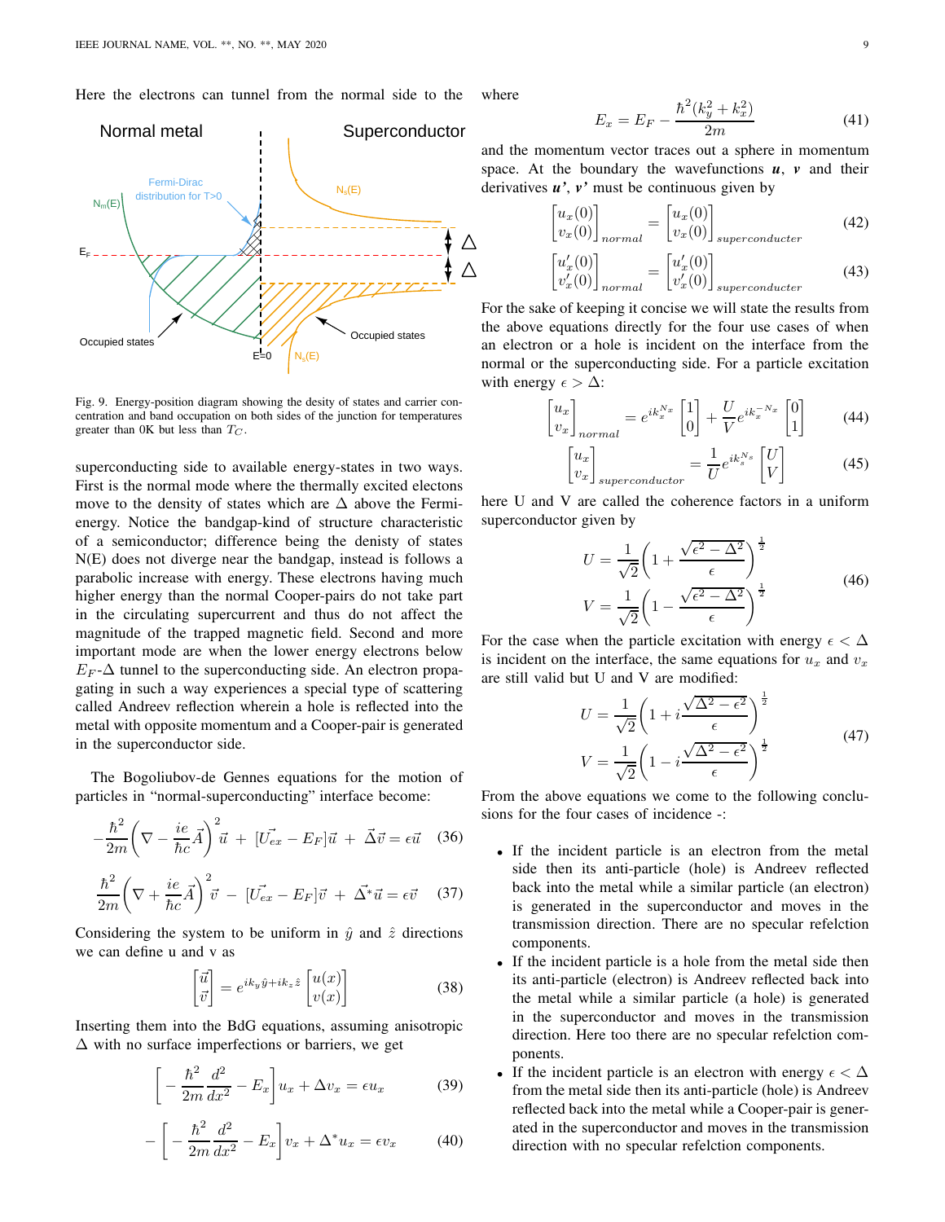Here the electrons can tunnel from the normal side to the superconducting side to available energy-states in two ways. First is the normal mode where the thermally excited electons move to the density of states which are $\Delta$ above the Fermi-energy. Notice the bandgap-kind of structure characteristic of a semiconductor; difference being the denisty of states N(E) does not diverge near the bandgap, instead is follows a parabolic increase with energy. These electrons having much higher energy than the normal Cooper-pairs do not take part in the circulating supercurrent and thus do not affect the magnitude of the trapped magnetic field. Second and more important mode are when the lower energy electrons below $E_F$-$\Delta$ tunnel to the superconducting side. An electron propagating in such a way experiences a special type of scattering called Andreev reflection wherein a hole is reflected into the metal with opposite momentum and a Cooper-pair is generated in the superconductor side.

Fig. 9. Energy-position diagram showing the desity of states and carrier concentration and band occupation on both sides of the junction for temperatures greater than 0K but less than $T_C$.

The Bogoliubov-de Gennes equations for the motion of particles in "normal-superconducting" interface become:

$$-\frac{\hbar^2}{2m}\left(\nabla - \frac{ie}{\hbar c}\vec{A}\right)^2 \vec{u} \; + \; [\vec{U_{ex}} - E_F]\vec{u} \; + \; \vec{\Delta}\vec{v} = \epsilon\vec{u} \quad (36)$$

$$\frac{\hbar^2}{2m}\left(\nabla + \frac{ie}{\hbar c}\vec{A}\right)^2 \vec{v} \; - \; [\vec{U_{ex}} - E_F]\vec{v} \; + \; \vec{\Delta}^*\vec{u} = \epsilon\vec{v} \quad (37)$$

Considering the system to be uniform in $\hat{y}$ and $\hat{z}$ directions we can define u and v as

$$\begin{bmatrix} \vec{u} \\ \vec{v} \end{bmatrix} = e^{ik_y\hat{y}+ik_z\hat{z}} \begin{bmatrix} u(x) \\ v(x) \end{bmatrix} \quad (38)$$

Inserting them into the BdG equations, assuming anisotropic $\Delta$ with no surface imperfections or barriers, we get

$$\left[-\frac{\hbar^2}{2m}\frac{d^2}{dx^2} - E_x\right]u_x + \Delta v_x = \epsilon u_x \quad (39)$$

$$-\left[-\frac{\hbar^2}{2m}\frac{d^2}{dx^2} - E_x\right]v_x + \Delta^* u_x = \epsilon v_x \quad (40)$$

where

$$E_x = E_F - \frac{\hbar^2(k_y^2 + k_z^2)}{2m} \quad (41)$$

and the momentum vector traces out a sphere in momentum space. At the boundary the wavefunctions ***u***, ***v*** and their derivatives ***u'***, ***v'*** must be continuous given by

$$\begin{bmatrix} u_x(0) \\ v_x(0) \end{bmatrix}_{normal} = \begin{bmatrix} u_x(0) \\ v_x(0) \end{bmatrix}_{superconducter} \quad (42)$$

$$\begin{bmatrix} u_x'(0) \\ v_x'(0) \end{bmatrix}_{normal} = \begin{bmatrix} u_x'(0) \\ v_x'(0) \end{bmatrix}_{superconducter} \quad (43)$$

For the sake of keeping it concise we will state the results from the above equations directly for the four use cases of when an electron or a hole is incident on the interface from the normal or the superconducting side. For a particle excitation with energy $\epsilon > \Delta$:

$$\begin{bmatrix} u_x \\ v_x \end{bmatrix}_{normal} = e^{ik_x^{N_x}} \begin{bmatrix} 1 \\ 0 \end{bmatrix} + \frac{U}{V}e^{ik_x^{-N_x}} \begin{bmatrix} 0 \\ 1 \end{bmatrix} \quad (44)$$

$$\begin{bmatrix} u_x \\ v_x \end{bmatrix}_{superconductor} = \frac{1}{U}e^{ik_s^{N_s}} \begin{bmatrix} U \\ V \end{bmatrix} \quad (45)$$

here U and V are called the coherence factors in a uniform superconductor given by

$$\begin{aligned} U &= \frac{1}{\sqrt{2}}\left(1 + \frac{\sqrt{\epsilon^2 - \Delta^2}}{\epsilon}\right)^{\frac{1}{2}} \\ V &= \frac{1}{\sqrt{2}}\left(1 - \frac{\sqrt{\epsilon^2 - \Delta^2}}{\epsilon}\right)^{\frac{1}{2}} \end{aligned} \quad (46)$$

For the case when the particle excitation with energy $\epsilon < \Delta$ is incident on the interface, the same equations for $u_x$ and $v_x$ are still valid but U and V are modified:

$$\begin{aligned} U &= \frac{1}{\sqrt{2}}\left(1 + i\frac{\sqrt{\Delta^2 - \epsilon^2}}{\epsilon}\right)^{\frac{1}{2}} \\ V &= \frac{1}{\sqrt{2}}\left(1 - i\frac{\sqrt{\Delta^2 - \epsilon^2}}{\epsilon}\right)^{\frac{1}{2}} \end{aligned} \quad (47)$$

From the above equations we come to the following conclusions for the four cases of incidence -:

- If the incident particle is an electron from the metal side then its anti-particle (hole) is Andreev reflected back into the metal while a similar particle (an electron) is generated in the superconductor and moves in the transmission direction. There are no specular refelction components.
- If the incident particle is a hole from the metal side then its anti-particle (electron) is Andreev reflected back into the metal while a similar particle (a hole) is generated in the superconductor and moves in the transmission direction. Here too there are no specular refelction components.
- If the incident particle is an electron with energy $\epsilon < \Delta$ from the metal side then its anti-particle (hole) is Andreev reflected back into the metal while a Cooper-pair is generated in the superconductor and moves in the transmission direction with no specular refelction components.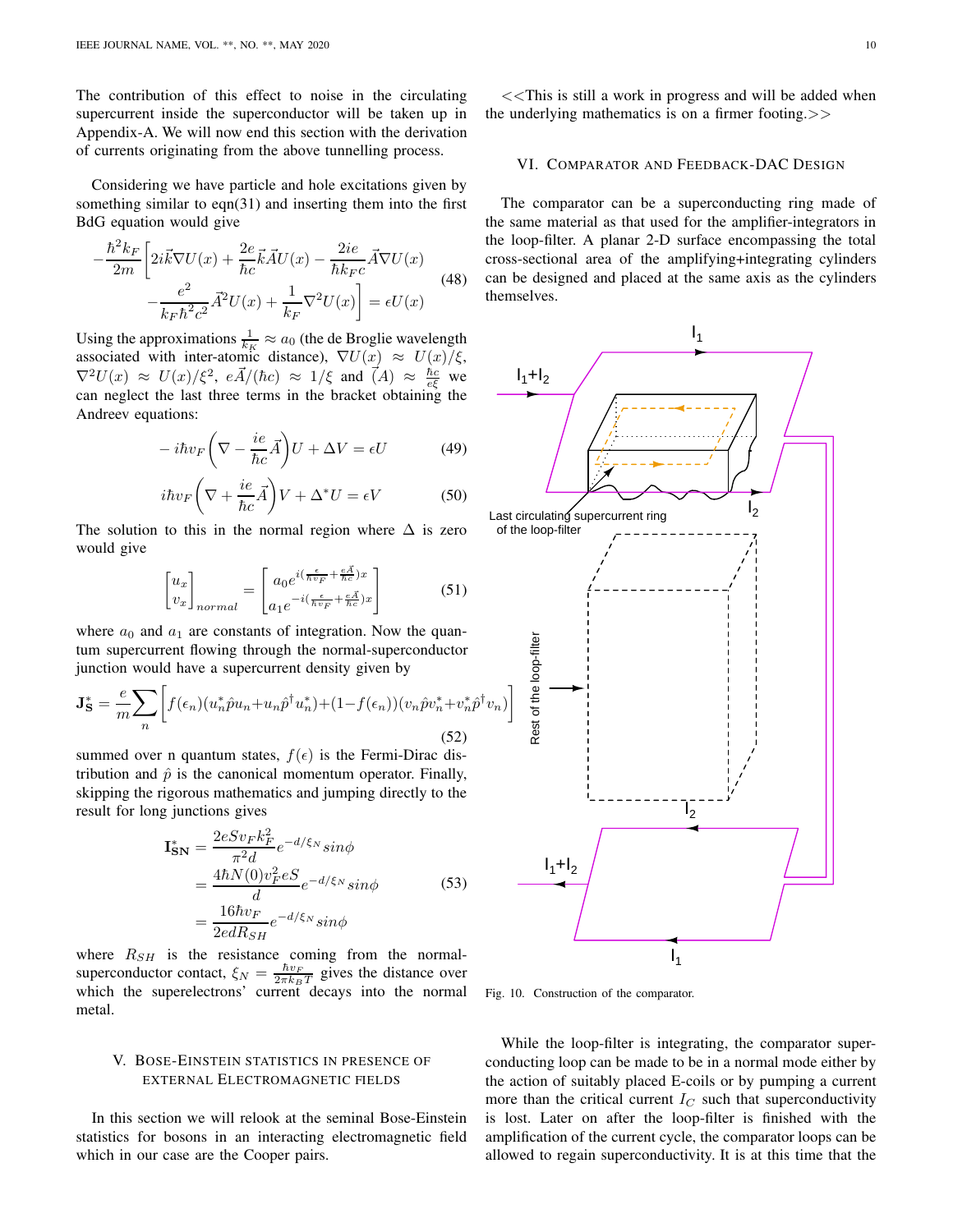The contribution of this effect to noise in the circulating supercurrent inside the superconductor will be taken up in Appendix-A. We will now end this section with the derivation of currents originating from the above tunnelling process.

Considering we have particle and hole excitations given by something similar to eqn(31) and inserting them into the first BdG equation would give

$$-\frac{\hbar^2 k_F}{2m}\left[2i\vec{k}\nabla U(x) + \frac{2e}{\hbar c}\vec{k}\vec{A}U(x) - \frac{2ie}{\hbar k_F c}\vec{A}\nabla U(x) - \frac{e^2}{k_F \hbar^2 c^2}\vec{A}^2 U(x) + \frac{1}{k_F}\nabla^2 U(x)\right] = \epsilon U(x) \tag{48}$$

Using the approximations $\frac{1}{k_K} \approx a_0$ (the de Broglie wavelength associated with inter-atomic distance), $\nabla U(x) \approx U(x)/\xi$, $\nabla^2 U(x) \approx U(x)/\xi^2$, $e\vec{A}/(\hbar c) \approx 1/\xi$ and $\vec{(A)} \approx \frac{\hbar c}{e\xi}$ we can neglect the last three terms in the bracket obtaining the Andreev equations:

$$-i\hbar v_F\left(\nabla - \frac{ie}{\hbar c}\vec{A}\right)U + \Delta V = \epsilon U \tag{49}$$

$$i\hbar v_F\left(\nabla + \frac{ie}{\hbar c}\vec{A}\right)V + \Delta^* U = \epsilon V \tag{50}$$

The solution to this in the normal region where $\Delta$ is zero would give

$$\begin{bmatrix} u_x \\ v_x \end{bmatrix}_{normal} = \begin{bmatrix} a_0 e^{i(\frac{\epsilon}{\hbar v_F} + \frac{e\vec{A}}{\hbar c})x} \\ a_1 e^{-i(\frac{\epsilon}{\hbar v_F} + \frac{e\vec{A}}{\hbar c})x} \end{bmatrix} \tag{51}$$

where $a_0$ and $a_1$ are constants of integration. Now the quantum supercurrent flowing through the normal-superconductor junction would have a supercurrent density given by

$$\mathbf{J_S^*} = \frac{e}{m}\sum_n \left[f(\epsilon_n)(u_n^* \hat{p} u_n + u_n \hat{p}^\dagger u_n^*) + (1 - f(\epsilon_n))(v_n \hat{p} v_n^* + v_n^* \hat{p}^\dagger v_n)\right] \tag{52}$$

summed over n quantum states, $f(\epsilon)$ is the Fermi-Dirac distribution and $\hat{p}$ is the canonical momentum operator. Finally, skipping the rigorous mathematics and jumping directly to the result for long junctions gives

$$\begin{aligned}\mathbf{I_{SN}^*} &= \frac{2eSv_F k_F^2}{\pi^2 d} e^{-d/\xi_N} sin\phi \\ &= \frac{4\hbar N(0) v_F^2 eS}{d} e^{-d/\xi_N} sin\phi \\ &= \frac{16\hbar v_F}{2edR_{SH}} e^{-d/\xi_N} sin\phi\end{aligned} \tag{53}$$

where $R_{SH}$ is the resistance coming from the normal-superconductor contact, $\xi_N = \frac{\hbar v_F}{2\pi k_B T}$ gives the distance over which the superelectrons' current decays into the normal metal.

## V. Bose-Einstein statistics in presence of external Electromagnetic fields

In this section we will relook at the seminal Bose-Einstein statistics for bosons in an interacting electromagnetic field which in our case are the Cooper pairs.

<<This is still a work in progress and will be added when the underlying mathematics is on a firmer footing.>>

## VI. Comparator and Feedback-DAC Design

The comparator can be a superconducting ring made of the same material as that used for the amplifier-integrators in the loop-filter. A planar 2-D surface encompassing the total cross-sectional area of the amplifying+integrating cylinders can be designed and placed at the same axis as the cylinders themselves.

Fig. 10. Construction of the comparator.

While the loop-filter is integrating, the comparator superconducting loop can be made to be in a normal mode either by the action of suitably placed E-coils or by pumping a current more than the critical current $I_C$ such that superconductivity is lost. Later on after the loop-filter is finished with the amplification of the current cycle, the comparator loops can be allowed to regain superconductivity. It is at this time that the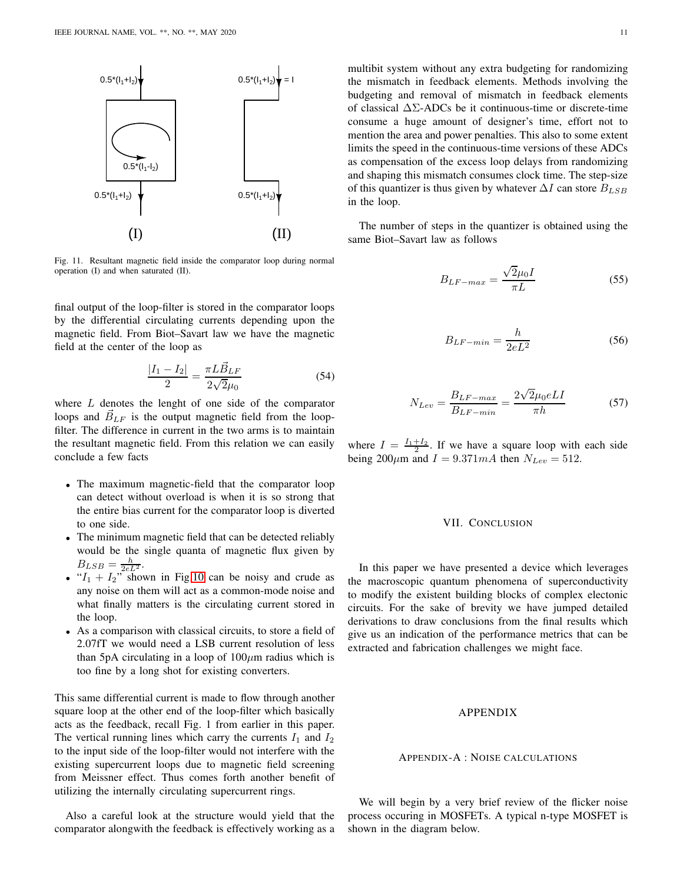Fig. 11. Resultant magnetic field inside the comparator loop during normal operation (I) and when saturated (II).

final output of the loop-filter is stored in the comparator loops by the differential circulating currents depending upon the magnetic field. From Biot–Savart law we have the magnetic field at the center of the loop as

$$\frac{|I_1 - I_2|}{2} = \frac{\pi L \vec{B}_{LF}}{2\sqrt{2}\mu_0} \tag{54}$$

where $L$ denotes the lenght of one side of the comparator loops and $\vec{B}_{LF}$ is the output magnetic field from the loop-filter. The difference in current in the two arms is to maintain the resultant magnetic field. From this relation we can easily conclude a few facts

- The maximum magnetic-field that the comparator loop can detect without overload is when it is so strong that the entire bias current for the comparator loop is diverted to one side.
- The minimum magnetic field that can be detected reliably would be the single quanta of magnetic flux given by $B_{LSB} = \frac{h}{2eL^2}$.
- "$I_1 + I_2$" shown in Fig 10 can be noisy and crude as any noise on them will act as a common-mode noise and what finally matters is the circulating current stored in the loop.
- As a comparison with classical circuits, to store a field of 2.07fT we would need a LSB current resolution of less than 5pA circulating in a loop of 100$\mu$m radius which is too fine by a long shot for existing converters.

This same differential current is made to flow through another square loop at the other end of the loop-filter which basically acts as the feedback, recall Fig. 1 from earlier in this paper. The vertical running lines which carry the currents $I_1$ and $I_2$ to the input side of the loop-filter would not interfere with the existing supercurrent loops due to magnetic field screening from Meissner effect. Thus comes forth another benefit of utilizing the internally circulating supercurrent rings.

Also a careful look at the structure would yield that the comparator alongwith the feedback is effectively working as a multibit system without any extra budgeting for randomizing the mismatch in feedback elements. Methods involving the budgeting and removal of mismatch in feedback elements of classical $\Delta\Sigma$-ADCs be it continuous-time or discrete-time consume a huge amount of designer's time, effort not to mention the area and power penalties. This also to some extent limits the speed in the continuous-time versions of these ADCs as compensation of the excess loop delays from randomizing and shaping this mismatch consumes clock time. The step-size of this quantizer is thus given by whatever $\Delta I$ can store $B_{LSB}$ in the loop.

The number of steps in the quantizer is obtained using the same Biot–Savart law as follows

$$B_{LF-max} = \frac{\sqrt{2}\mu_0 I}{\pi L} \tag{55}$$

$$B_{LF-min} = \frac{h}{2eL^2} \tag{56}$$

$$N_{Lev} = \frac{B_{LF-max}}{B_{LF-min}} = \frac{2\sqrt{2}\mu_0 e L I}{\pi h} \tag{57}$$

where $I = \frac{I_1+I_2}{2}$. If we have a square loop with each side being 200$\mu$m and $I = 9.371mA$ then $N_{Lev} = 512$.

## VII. Conclusion

In this paper we have presented a device which leverages the macroscopic quantum phenomena of superconductivity to modify the existent building blocks of complex electonic circuits. For the sake of brevity we have jumped detailed derivations to draw conclusions from the final results which give us an indication of the performance metrics that can be extracted and fabrication challenges we might face.

## Appendix

### Appendix-A : Noise calculations

We will begin by a very brief review of the flicker noise process occuring in MOSFETs. A typical n-type MOSFET is shown in the diagram below.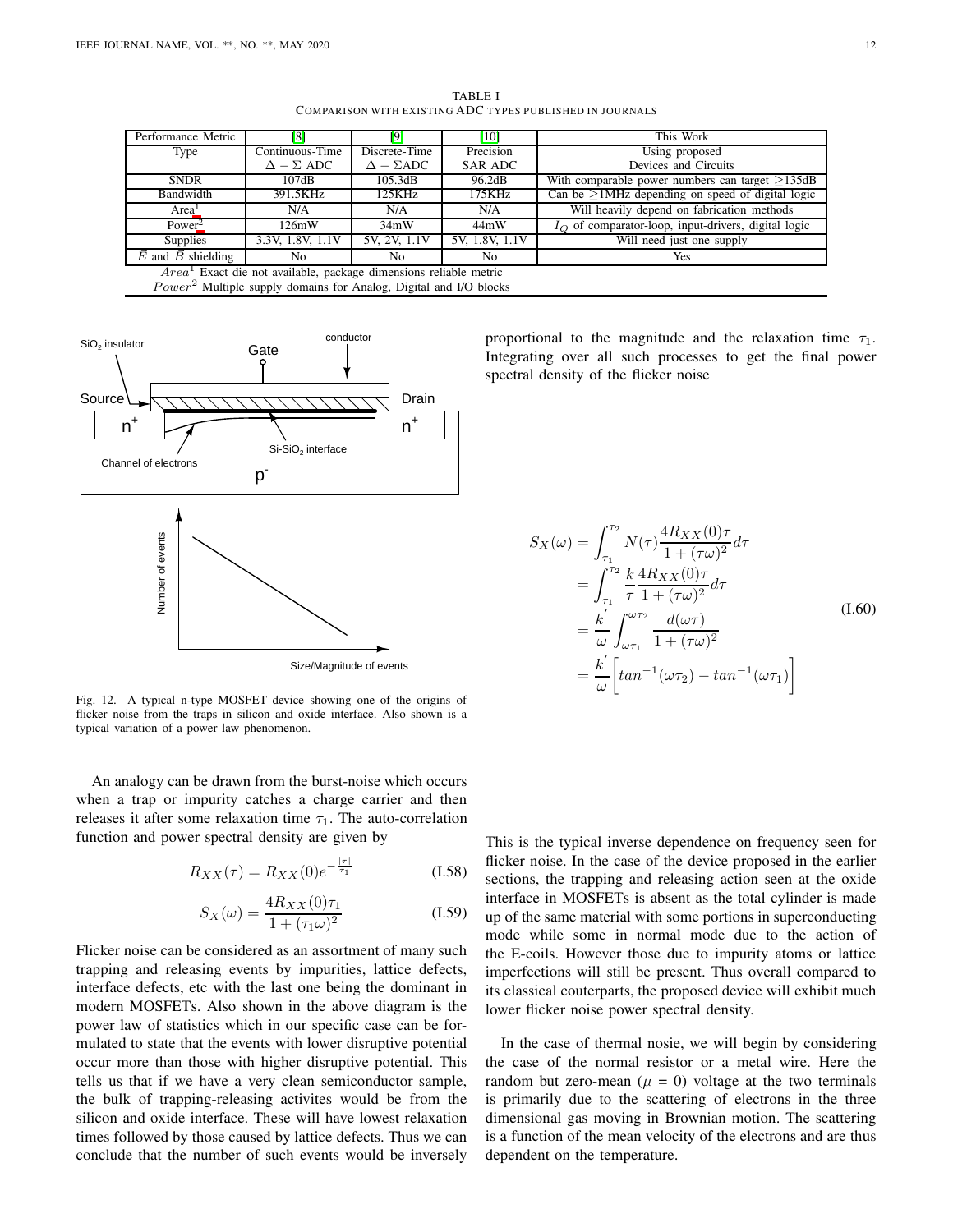TABLE I
COMPARISON WITH EXISTING ADC TYPES PUBLISHED IN JOURNALS

| Performance Metric | [8] | [9] | [10] | This Work |
|---|---|---|---|---|
| Type | Continuous-Time $\Delta - \Sigma$ ADC | Discrete-Time $\Delta - \Sigma$ADC | Precision SAR ADC | Using proposed Devices and Circuits |
| SNDR | 107dB | 105.3dB | 96.2dB | With comparable power numbers can target $\geq$135dB |
| Bandwidth | 391.5KHz | 125KHz | 175KHz | Can be $\geq$1MHz depending on speed of digital logic |
| Area[1] | N/A | N/A | N/A | Will heavily depend on fabrication methods |
| Power[2] | 126mW | 34mW | 44mW | $I_Q$ of comparator-loop, input-drivers, digital logic |
| Supplies | 3.3V, 1.8V, 1.1V | 5V, 2V, 1.1V | 5V, 1.8V, 1.1V | Will need just one supply |
| $\vec{E}$ and $\vec{B}$ shielding | No | No | No | Yes |

$Area^1$ Exact die not available, package dimensions reliable metric
$Power^2$ Multiple supply domains for Analog, Digital and I/O blocks

Fig. 12. A typical n-type MOSFET device showing one of the origins of flicker noise from the traps in silicon and oxide interface. Also shown is a typical variation of a power law phenomenon.

An analogy can be drawn from the burst-noise which occurs when a trap or impurity catches a charge carrier and then releases it after some relaxation time $\tau_1$. The auto-correlation function and power spectral density are given by

$$R_{XX}(\tau) = R_{XX}(0)e^{-\frac{|\tau|}{\tau_1}} \tag{I.58}$$

$$S_X(\omega) = \frac{4R_{XX}(0)\tau_1}{1+(\tau_1\omega)^2} \tag{I.59}$$

Flicker noise can be considered as an assortment of many such trapping and releasing events by impurities, lattice defects, interface defects, etc with the last one being the dominant in modern MOSFETs. Also shown in the above diagram is the power law of statistics which in our specific case can be formulated to state that the events with lower disruptive potential occur more than those with higher disruptive potential. This tells us that if we have a very clean semiconductor sample, the bulk of trapping-releasing activites would be from the silicon and oxide interface. These will have lowest relaxation times followed by those caused by lattice defects. Thus we can conclude that the number of such events would be inversely proportional to the magnitude and the relaxation time $\tau_1$. Integrating over all such processes to get the final power spectral density of the flicker noise

$$\begin{aligned}
S_X(\omega) &= \int_{\tau_1}^{\tau_2} N(\tau)\frac{4R_{XX}(0)\tau}{1+(\tau\omega)^2}d\tau \\
&= \int_{\tau_1}^{\tau_2} \frac{k}{\tau}\frac{4R_{XX}(0)\tau}{1+(\tau\omega)^2}d\tau \\
&= \frac{k^{'}}{\omega}\int_{\omega\tau_1}^{\omega\tau_2}\frac{d(\omega\tau)}{1+(\tau\omega)^2} \\
&= \frac{k^{'}}{\omega}\bigg[tan^{-1}(\omega\tau_2) - tan^{-1}(\omega\tau_1)\bigg]
\end{aligned} \tag{I.60}$$

This is the typical inverse dependence on frequency seen for flicker noise. In the case of the device proposed in the earlier sections, the trapping and releasing action seen at the oxide interface in MOSFETs is absent as the total cylinder is made up of the same material with some portions in superconducting mode while some in normal mode due to the action of the E-coils. However those due to impurity atoms or lattice imperfections will still be present. Thus overall compared to its classical couterparts, the proposed device will exhibit much lower flicker noise power spectral density.

In the case of thermal nosie, we will begin by considering the case of the normal resistor or a metal wire. Here the random but zero-mean ($\mu$ = 0) voltage at the two terminals is primarily due to the scattering of electrons in the three dimensional gas moving in Brownian motion. The scattering is a function of the mean velocity of the electrons and are thus dependent on the temperature.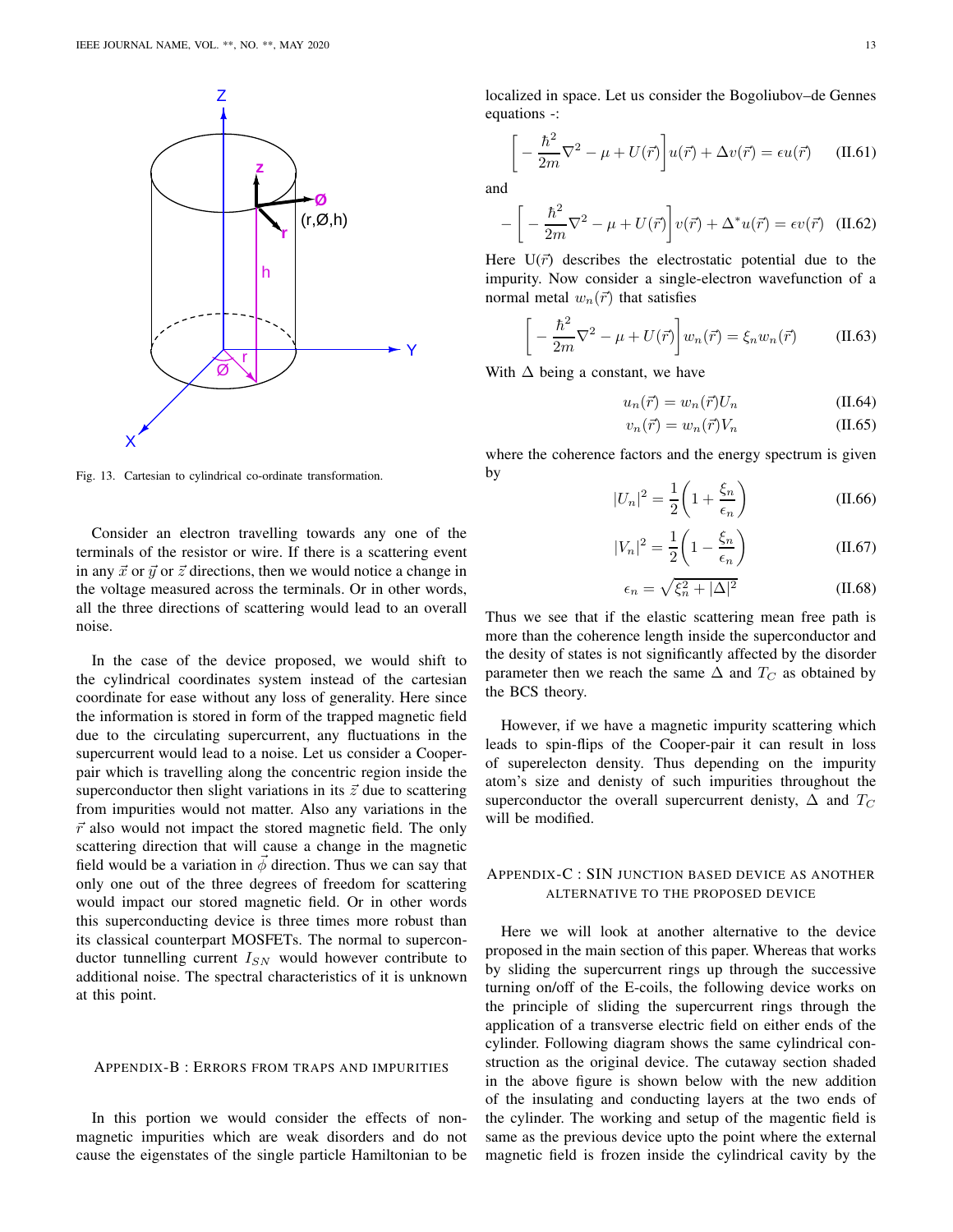Fig. 13. Cartesian to cylindrical co-ordinate transformation.

Consider an electron travelling towards any one of the terminals of the resistor or wire. If there is a scattering event in any $\vec{x}$ or $\vec{y}$ or $\vec{z}$ directions, then we would notice a change in the voltage measured across the terminals. Or in other words, all the three directions of scattering would lead to an overall noise.

In the case of the device proposed, we would shift to the cylindrical coordinates system instead of the cartesian coordinate for ease without any loss of generality. Here since the information is stored in form of the trapped magnetic field due to the circulating supercurrent, any fluctuations in the supercurrent would lead to a noise. Let us consider a Cooper-pair which is travelling along the concentric region inside the superconductor then slight variations in its $\vec{z}$ due to scattering from impurities would not matter. Also any variations in the $\vec{r}$ also would not impact the stored magnetic field. The only scattering direction that will cause a change in the magnetic field would be a variation in $\vec{\phi}$ direction. Thus we can say that only one out of the three degrees of freedom for scattering would impact our stored magnetic field. Or in other words this superconducting device is three times more robust than its classical counterpart MOSFETs. The normal to superconductor tunnelling current $I_{SN}$ would however contribute to additional noise. The spectral characteristics of it is unknown at this point.

## Appendix-B : Errors from traps and impurities

In this portion we would consider the effects of non-magnetic impurities which are weak disorders and do not cause the eigenstates of the single particle Hamiltonian to be localized in space. Let us consider the Bogoliubov–de Gennes equations -:

$$\left[-\frac{\hbar^2}{2m}\nabla^2 - \mu + U(\vec{r})\right]u(\vec{r}) + \Delta v(\vec{r}) = \epsilon u(\vec{r}) \tag{II.61}$$

and

$$-\left[-\frac{\hbar^2}{2m}\nabla^2 - \mu + U(\vec{r})\right]v(\vec{r}) + \Delta^* u(\vec{r}) = \epsilon v(\vec{r}) \tag{II.62}$$

Here $U(\vec{r})$ describes the electrostatic potential due to the impurity. Now consider a single-electron wavefunction of a normal metal $w_n(\vec{r})$ that satisfies

$$\left[-\frac{\hbar^2}{2m}\nabla^2 - \mu + U(\vec{r})\right]w_n(\vec{r}) = \xi_n w_n(\vec{r}) \tag{II.63}$$

With $\Delta$ being a constant, we have

$$u_n(\vec{r}) = w_n(\vec{r})U_n \tag{II.64}$$

$$v_n(\vec{r}) = w_n(\vec{r})V_n \tag{II.65}$$

where the coherence factors and the energy spectrum is given by

$$|U_n|^2 = \frac{1}{2}\left(1 + \frac{\xi_n}{\epsilon_n}\right) \tag{II.66}$$

$$|V_n|^2 = \frac{1}{2}\left(1 - \frac{\xi_n}{\epsilon_n}\right) \tag{II.67}$$

$$\epsilon_n = \sqrt{\xi_n^2 + |\Delta|^2} \tag{II.68}$$

Thus we see that if the elastic scattering mean free path is more than the coherence length inside the superconductor and the desity of states is not significantly affected by the disorder parameter then we reach the same $\Delta$ and $T_C$ as obtained by the BCS theory.

However, if we have a magnetic impurity scattering which leads to spin-flips of the Cooper-pair it can result in loss of superelecton density. Thus depending on the impurity atom's size and denisty of such impurities throughout the superconductor the overall supercurrent denisty, $\Delta$ and $T_C$ will be modified.

## Appendix-C : SIN junction based device as another alternative to the proposed device

Here we will look at another alternative to the device proposed in the main section of this paper. Whereas that works by sliding the supercurrent rings up through the successive turning on/off of the E-coils, the following device works on the principle of sliding the supercurrent rings through the application of a transverse electric field on either ends of the cylinder. Following diagram shows the same cylindrical construction as the original device. The cutaway section shaded in the above figure is shown below with the new addition of the insulating and conducting layers at the two ends of the cylinder. The working and setup of the magentic field is same as the previous device upto the point where the external magnetic field is frozen inside the cylindrical cavity by the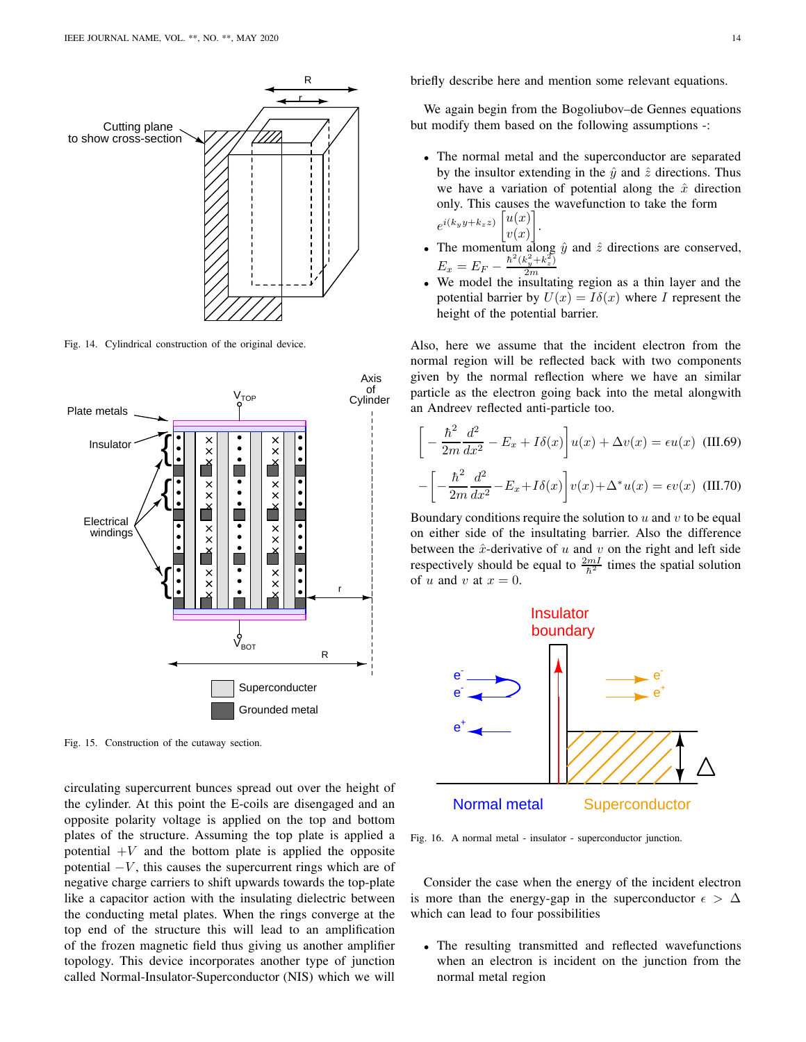Fig. 14. Cylindrical construction of the original device.

Fig. 15. Construction of the cutaway section.

circulating supercurrent bunces spread out over the height of the cylinder. At this point the E-coils are disengaged and an opposite polarity voltage is applied on the top and bottom plates of the structure. Assuming the top plate is applied a potential $+V$ and the bottom plate is applied the opposite potential $-V$, this causes the supercurrent rings which are of negative charge carriers to shift upwards towards the top-plate like a capacitor action with the insulating dielectric between the conducting metal plates. When the rings converge at the top end of the structure this will lead to an amplification of the frozen magnetic field thus giving us another amplifier topology. This device incorporates another type of junction called Normal-Insulator-Superconductor (NIS) which we will briefly describe here and mention some relevant equations.

We again begin from the Bogoliubov–de Gennes equations but modify them based on the following assumptions -:

- The normal metal and the superconductor are separated by the insultor extending in the $\hat{y}$ and $\hat{z}$ directions. Thus we have a variation of potential along the $\hat{x}$ direction only. This causes the wavefunction to take the form $e^{i(k_y y + k_z z)} \begin{bmatrix} u(x) \\ v(x) \end{bmatrix}$.
- The momentum along $\hat{y}$ and $\hat{z}$ directions are conserved, $E_x = E_F - \frac{\hbar^2(k_y^2+k_z^2)}{2m}$
- We model the insultating region as a thin layer and the potential barrier by $U(x) = I\delta(x)$ where $I$ represent the height of the potential barrier.

Also, here we assume that the incident electron from the normal region will be reflected back with two components given by the normal reflection where we have an similar particle as the electron going back into the metal alongwith an Andreev reflected anti-particle too.

$$\left[-\frac{\hbar^2}{2m}\frac{d^2}{dx^2} - E_x + I\delta(x)\right]u(x) + \Delta v(x) = \epsilon u(x) \quad \text{(III.69)}$$

$$-\left[-\frac{\hbar^2}{2m}\frac{d^2}{dx^2} - E_x + I\delta(x)\right]v(x) + \Delta^* u(x) = \epsilon v(x) \quad \text{(III.70)}$$

Boundary conditions require the solution to $u$ and $v$ to be equal on either side of the insultating barrier. Also the difference between the $\hat{x}$-derivative of $u$ and $v$ on the right and left side respectively should be equal to $\frac{2mI}{\hbar^2}$ times the spatial solution of $u$ and $v$ at $x = 0$.

Fig. 16. A normal metal - insulator - superconductor junction.

Consider the case when the energy of the incident electron is more than the energy-gap in the superconductor $\epsilon > \Delta$ which can lead to four possibilities

- The resulting transmitted and reflected wavefunctions when an electron is incident on the junction from the normal metal region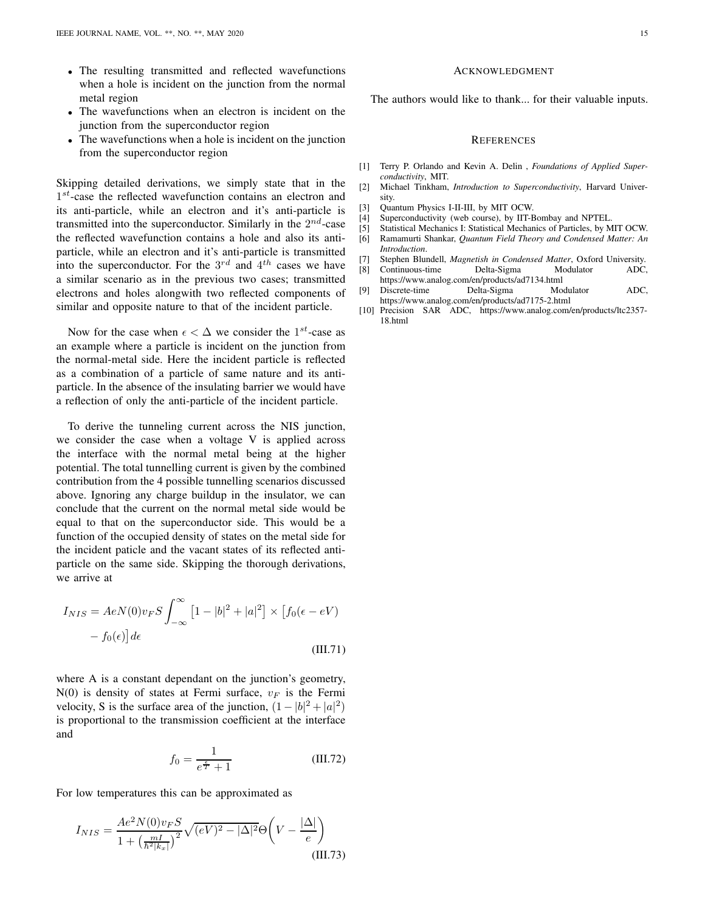- The resulting transmitted and reflected wavefunctions when a hole is incident on the junction from the normal metal region
- The wavefunctions when an electron is incident on the junction from the superconductor region
- The wavefunctions when a hole is incident on the junction from the superconductor region

Skipping detailed derivations, we simply state that in the $1^{st}$-case the reflected wavefunction contains an electron and its anti-particle, while an electron and it's anti-particle is transmitted into the superconductor. Similarly in the $2^{nd}$-case the reflected wavefunction contains a hole and also its anti-particle, while an electron and it's anti-particle is transmitted into the superconductor. For the $3^{rd}$ and $4^{th}$ cases we have a similar scenario as in the previous two cases; transmitted electrons and holes alongwith two reflected components of similar and opposite nature to that of the incident particle.

Now for the case when $\epsilon < \Delta$ we consider the $1^{st}$-case as an example where a particle is incident on the junction from the normal-metal side. Here the incident particle is reflected as a combination of a particle of same nature and its anti-particle. In the absence of the insulating barrier we would have a reflection of only the anti-particle of the incident particle.

To derive the tunneling current across the NIS junction, we consider the case when a voltage V is applied across the interface with the normal metal being at the higher potential. The total tunnelling current is given by the combined contribution from the 4 possible tunnelling scenarios discussed above. Ignoring any charge buildup in the insulator, we can conclude that the current on the normal metal side would be equal to that on the superconductor side. This would be a function of the occupied density of states on the metal side for the incident paticle and the vacant states of its reflected anti-particle on the same side. Skipping the thorough derivations, we arrive at

$$I_{NIS} = AeN(0)v_F S \int_{-\infty}^{\infty} \left[1 - |b|^2 + |a|^2\right] \times \left[f_0(\epsilon - eV) - f_0(\epsilon)\right] d\epsilon \tag{III.71}$$

where A is a constant dependant on the junction's geometry, N(0) is density of states at Fermi surface, $v_F$ is the Fermi velocity, S is the surface area of the junction, $(1 - |b|^2 + |a|^2)$ is proportional to the transmission coefficient at the interface and

$$f_0 = \frac{1}{e^{\frac{\epsilon}{T}} + 1} \tag{III.72}$$

For low temperatures this can be approximated as

$$I_{NIS} = \frac{Ae^2 N(0) v_F S}{1 + \left(\frac{mI}{\hbar^2 |k_x|}\right)^2} \sqrt{(eV)^2 - |\Delta|^2}\, \Theta\!\left(V - \frac{|\Delta|}{e}\right) \tag{III.73}$$

## Acknowledgment

The authors would like to thank... for their valuable inputs.

## References

[1] Terry P. Orlando and Kevin A. Delin , *Foundations of Applied Superconductivity*, MIT.

[2] Michael Tinkham, *Introduction to Superconductivity*, Harvard University.

[3] Quantum Physics I-II-III, by MIT OCW.

[4] Superconductivity (web course), by IIT-Bombay and NPTEL.

[5] Statistical Mechanics I: Statistical Mechanics of Particles, by MIT OCW.

[6] Ramamurti Shankar, *Quantum Field Theory and Condensed Matter: An Introduction*.

[7] Stephen Blundell, *Magnetish in Condensed Matter*, Oxford University.

[8] Continuous-time Delta-Sigma Modulator ADC, https://www.analog.com/en/products/ad7134.html

[9] Discrete-time Delta-Sigma Modulator ADC, https://www.analog.com/en/products/ad7175-2.html

[10] Precision SAR ADC, https://www.analog.com/en/products/ltc2357-18.html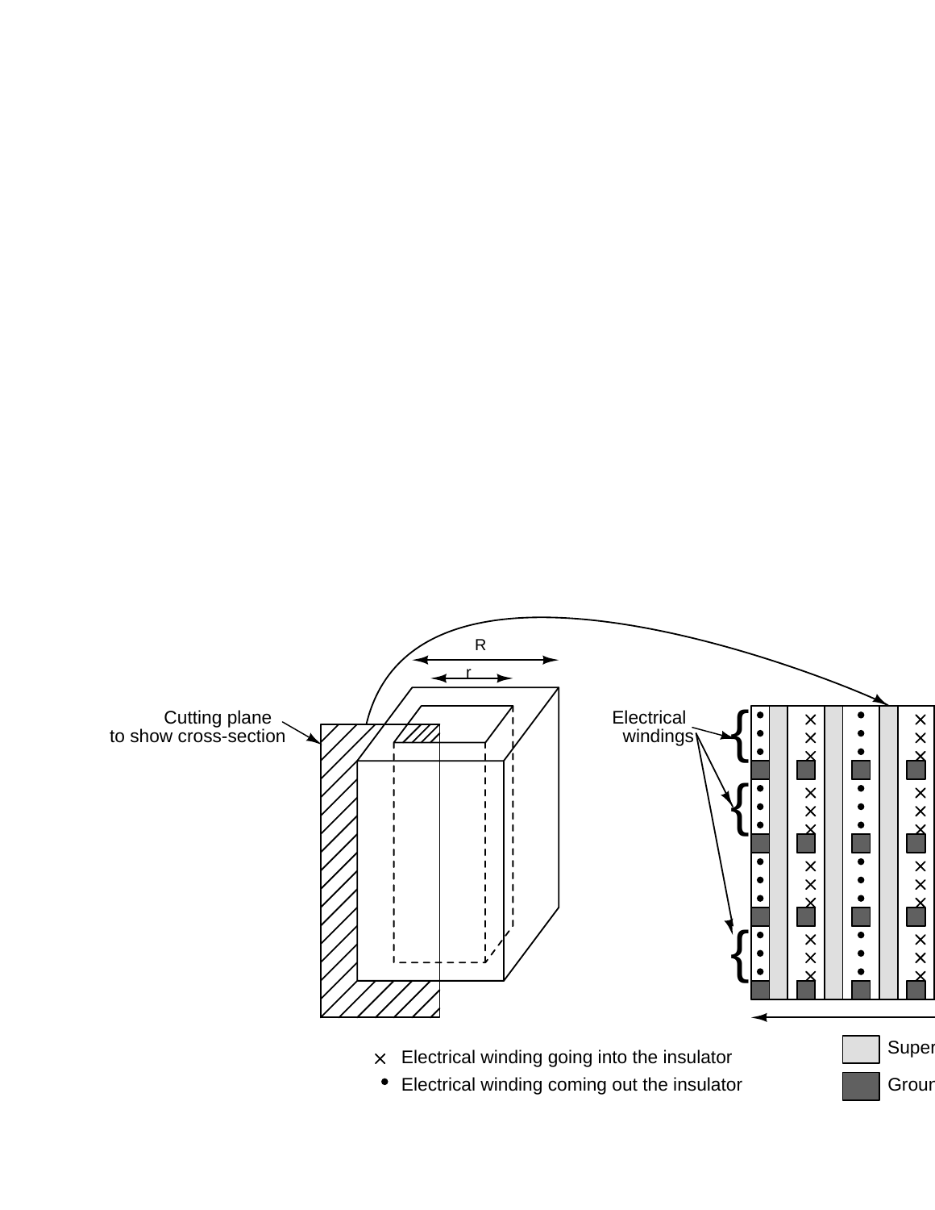R

r

Cutting plane
to show cross-section

Electrical
windings

× Electrical winding going into the insulator

• Electrical winding coming out the insulator

Super

Groun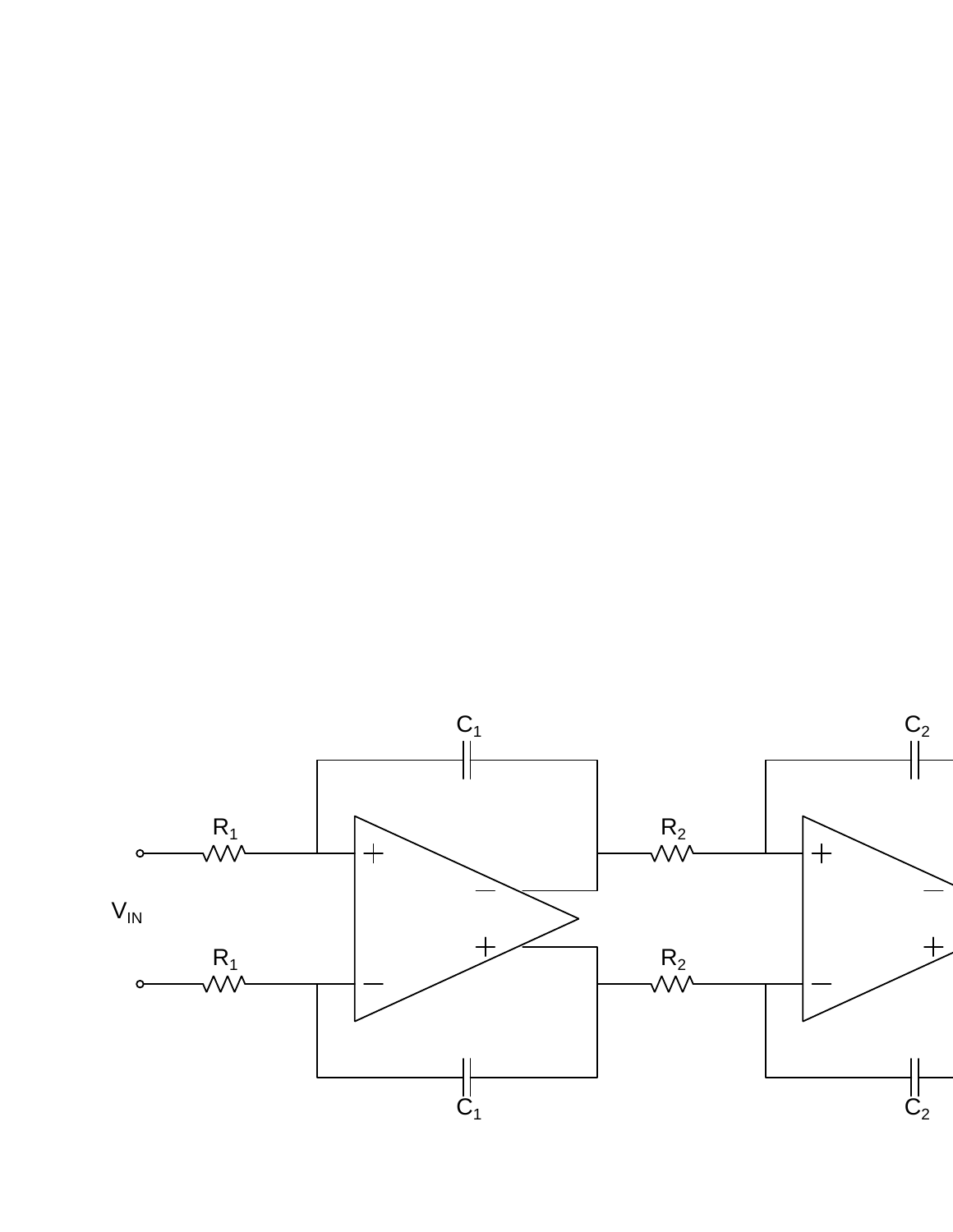C$_1$

C$_2$

R$_1$

R$_2$

V$_{IN}$

R$_1$

R$_2$

C$_1$

C$_2$